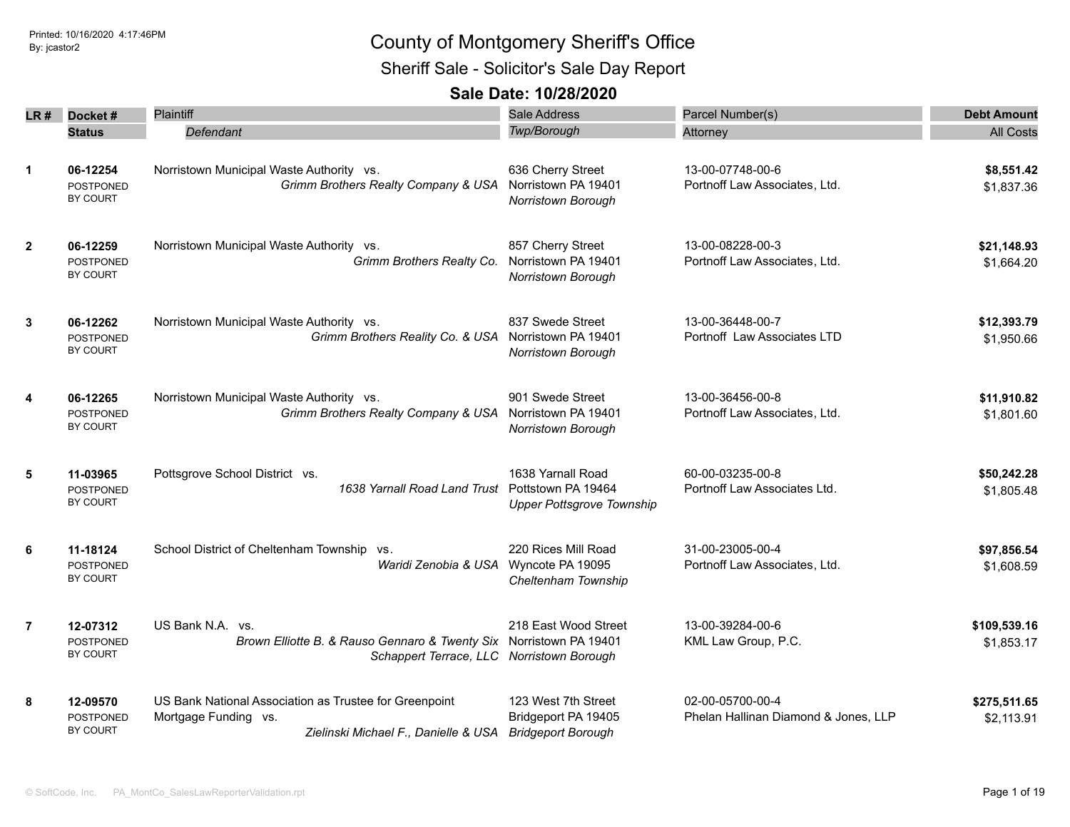Printed: 10/16/2020 4:17:46PM
By: jcastor2

# County of Montgomery Sheriff's Office

## Sheriff Sale - Solicitor's Sale Day Report

### Sale Date: 10/28/2020

| LR # | Docket # / Status | Plaintiff vs. *Defendant* | Sale Address / *Twp/Borough* | Parcel Number(s) / Attorney | Debt Amount / All Costs |
|---|---|---|---|---|---|
| 1 | **06-12254** POSTPONED BY COURT | Norristown Municipal Waste Authority vs. *Grimm Brothers Realty Company & USA* | 636 Cherry Street Norristown PA 19401 *Norristown Borough* | 13-00-07748-00-6 Portnoff Law Associates, Ltd. | **$8,551.42** $1,837.36 |
| 2 | **06-12259** POSTPONED BY COURT | Norristown Municipal Waste Authority vs. *Grimm Brothers Realty Co.* | 857 Cherry Street Norristown PA 19401 *Norristown Borough* | 13-00-08228-00-3 Portnoff Law Associates, Ltd. | **$21,148.93** $1,664.20 |
| 3 | **06-12262** POSTPONED BY COURT | Norristown Municipal Waste Authority vs. *Grimm Brothers Reality Co. & USA* | 837 Swede Street Norristown PA 19401 *Norristown Borough* | 13-00-36448-00-7 Portnoff Law Associates LTD | **$12,393.79** $1,950.66 |
| 4 | **06-12265** POSTPONED BY COURT | Norristown Municipal Waste Authority vs. *Grimm Brothers Realty Company & USA* | 901 Swede Street Norristown PA 19401 *Norristown Borough* | 13-00-36456-00-8 Portnoff Law Associates, Ltd. | **$11,910.82** $1,801.60 |
| 5 | **11-03965** POSTPONED BY COURT | Pottsgrove School District vs. *1638 Yarnall Road Land Trust* | 1638 Yarnall Road Pottstown PA 19464 *Upper Pottsgrove Township* | 60-00-03235-00-8 Portnoff Law Associates Ltd. | **$50,242.28** $1,805.48 |
| 6 | **11-18124** POSTPONED BY COURT | School District of Cheltenham Township vs. *Waridi Zenobia & USA* | 220 Rices Mill Road Wyncote PA 19095 *Cheltenham Township* | 31-00-23005-00-4 Portnoff Law Associates, Ltd. | **$97,856.54** $1,608.59 |
| 7 | **12-07312** POSTPONED BY COURT | US Bank N.A. vs. *Brown Elliotte B. & Rauso Gennaro & Twenty Six Schappert Terrace, LLC* | 218 East Wood Street Norristown PA 19401 *Norristown Borough* | 13-00-39284-00-6 KML Law Group, P.C. | **$109,539.16** $1,853.17 |
| 8 | **12-09570** POSTPONED BY COURT | US Bank National Association as Trustee for Greenpoint Mortgage Funding vs. *Zielinski Michael F., Danielle & USA* | 123 West 7th Street Bridgeport PA 19405 *Bridgeport Borough* | 02-00-05700-00-4 Phelan Hallinan Diamond & Jones, LLP | **$275,511.65** $2,113.91 |

© SoftCode, Inc. PA_MontCo_SalesLawReporterValidation.rpt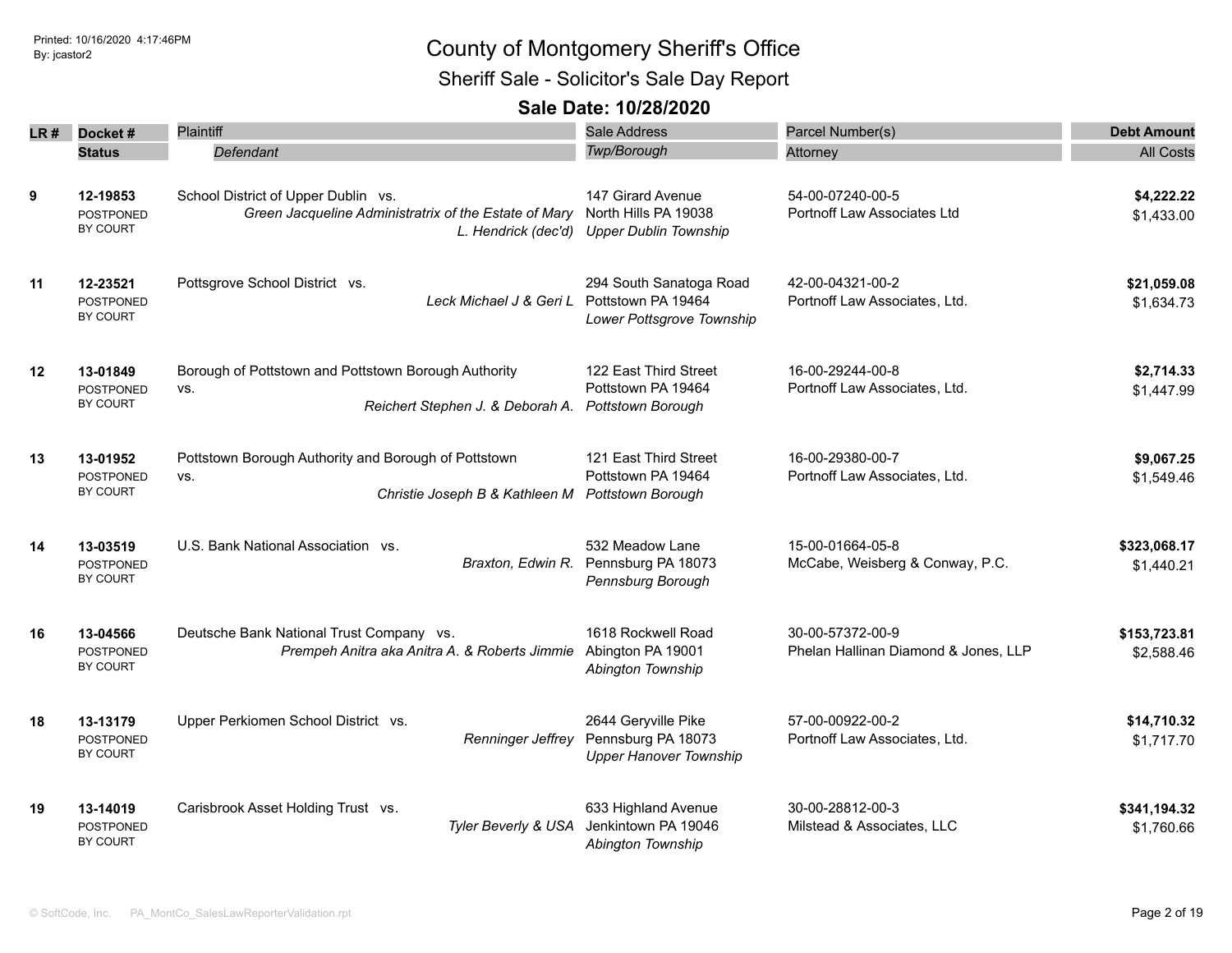# County of Montgomery Sheriff's Office

## Sheriff Sale - Solicitor's Sale Day Report

### Sale Date: 10/28/2020

| LR # | Docket # / Status | Plaintiff / Defendant | Sale Address / Twp/Borough | Parcel Number(s) / Attorney | Debt Amount / All Costs |
|---|---|---|---|---|---|
| 9 | **12-19853** POSTPONED BY COURT | School District of Upper Dublin vs. *Green Jacqueline Administratrix of the Estate of Mary L. Hendrick (dec'd)* | 147 Girard Avenue North Hills PA 19038 *Upper Dublin Township* | 54-00-07240-00-5 Portnoff Law Associates Ltd | **$4,222.22** $1,433.00 |
| 11 | **12-23521** POSTPONED BY COURT | Pottsgrove School District vs. *Leck Michael J & Geri L* | 294 South Sanatoga Road Pottstown PA 19464 *Lower Pottsgrove Township* | 42-00-04321-00-2 Portnoff Law Associates, Ltd. | **$21,059.08** $1,634.73 |
| 12 | **13-01849** POSTPONED BY COURT | Borough of Pottstown and Pottstown Borough Authority vs. *Reichert Stephen J. & Deborah A.* | 122 East Third Street Pottstown PA 19464 *Pottstown Borough* | 16-00-29244-00-8 Portnoff Law Associates, Ltd. | **$2,714.33** $1,447.99 |
| 13 | **13-01952** POSTPONED BY COURT | Pottstown Borough Authority and Borough of Pottstown vs. *Christie Joseph B & Kathleen M* | 121 East Third Street Pottstown PA 19464 *Pottstown Borough* | 16-00-29380-00-7 Portnoff Law Associates, Ltd. | **$9,067.25** $1,549.46 |
| 14 | **13-03519** POSTPONED BY COURT | U.S. Bank National Association vs. *Braxton, Edwin R.* | 532 Meadow Lane Pennsburg PA 18073 *Pennsburg Borough* | 15-00-01664-05-8 McCabe, Weisberg & Conway, P.C. | **$323,068.17** $1,440.21 |
| 16 | **13-04566** POSTPONED BY COURT | Deutsche Bank National Trust Company vs. *Prempeh Anitra aka Anitra A. & Roberts Jimmie* | 1618 Rockwell Road Abington PA 19001 *Abington Township* | 30-00-57372-00-9 Phelan Hallinan Diamond & Jones, LLP | **$153,723.81** $2,588.46 |
| 18 | **13-13179** POSTPONED BY COURT | Upper Perkiomen School District vs. *Renninger Jeffrey* | 2644 Geryville Pike Pennsburg PA 18073 *Upper Hanover Township* | 57-00-00922-00-2 Portnoff Law Associates, Ltd. | **$14,710.32** $1,717.70 |
| 19 | **13-14019** POSTPONED BY COURT | Carisbrook Asset Holding Trust vs. *Tyler Beverly & USA* | 633 Highland Avenue Jenkintown PA 19046 *Abington Township* | 30-00-28812-00-3 Milstead & Associates, LLC | **$341,194.32** $1,760.66 |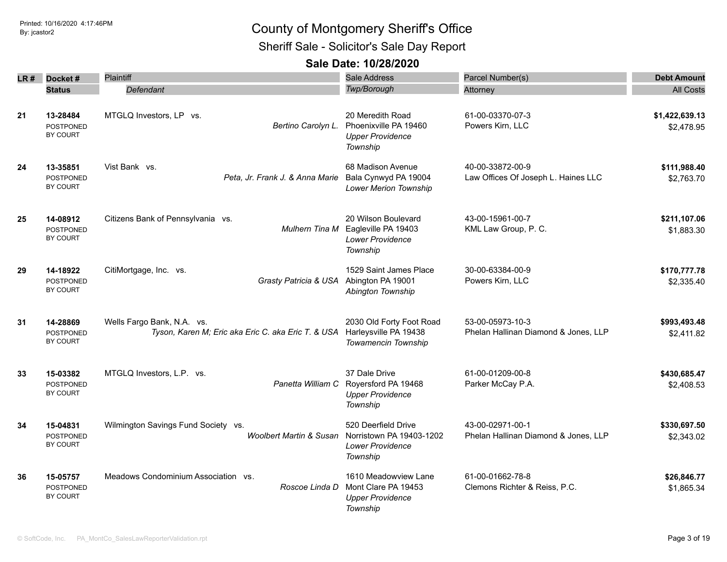# County of Montgomery Sheriff's Office

## Sheriff Sale - Solicitor's Sale Day Report

### Sale Date: 10/28/2020

| LR # | Docket # / Status | Plaintiff / *Defendant* | Sale Address / *Twp/Borough* | Parcel Number(s) / Attorney | Debt Amount / All Costs |
|---|---|---|---|---|---|
| 21 | **13-28484** POSTPONED BY COURT | MTGLQ Investors, LP vs. *Bertino Carolyn L.* | 20 Meredith Road Phoenixville PA 19460 *Upper Providence Township* | 61-00-03370-07-3 Powers Kirn, LLC | **$1,422,639.13** $2,478.95 |
| 24 | **13-35851** POSTPONED BY COURT | Vist Bank vs. *Peta, Jr. Frank J. & Anna Marie* | 68 Madison Avenue Bala Cynwyd PA 19004 *Lower Merion Township* | 40-00-33872-00-9 Law Offices Of Joseph L. Haines LLC | **$111,988.40** $2,763.70 |
| 25 | **14-08912** POSTPONED BY COURT | Citizens Bank of Pennsylvania vs. *Mulhern Tina M* | 20 Wilson Boulevard Eagleville PA 19403 *Lower Providence Township* | 43-00-15961-00-7 KML Law Group, P. C. | **$211,107.06** $1,883.30 |
| 29 | **14-18922** POSTPONED BY COURT | CitiMortgage, Inc. vs. *Grasty Patricia & USA* | 1529 Saint James Place Abington PA 19001 *Abington Township* | 30-00-63384-00-9 Powers Kirn, LLC | **$170,777.78** $2,335.40 |
| 31 | **14-28869** POSTPONED BY COURT | Wells Fargo Bank, N.A. vs. *Tyson, Karen M; Eric aka Eric C. aka Eric T. & USA* | 2030 Old Forty Foot Road Harleysville PA 19438 *Towamencin Township* | 53-00-05973-10-3 Phelan Hallinan Diamond & Jones, LLP | **$993,493.48** $2,411.82 |
| 33 | **15-03382** POSTPONED BY COURT | MTGLQ Investors, L.P. vs. *Panetta William C* | 37 Dale Drive Royersford PA 19468 *Upper Providence Township* | 61-00-01209-00-8 Parker McCay P.A. | **$430,685.47** $2,408.53 |
| 34 | **15-04831** POSTPONED BY COURT | Wilmington Savings Fund Society vs. *Woolbert Martin & Susan* | 520 Deerfield Drive Norristown PA 19403-1202 *Lower Providence Township* | 43-00-02971-00-1 Phelan Hallinan Diamond & Jones, LLP | **$330,697.50** $2,343.02 |
| 36 | **15-05757** POSTPONED BY COURT | Meadows Condominium Association vs. *Roscoe Linda D* | 1610 Meadowview Lane Mont Clare PA 19453 *Upper Providence Township* | 61-00-01662-78-8 Clemons Richter & Reiss, P.C. | **$26,846.77** $1,865.34 |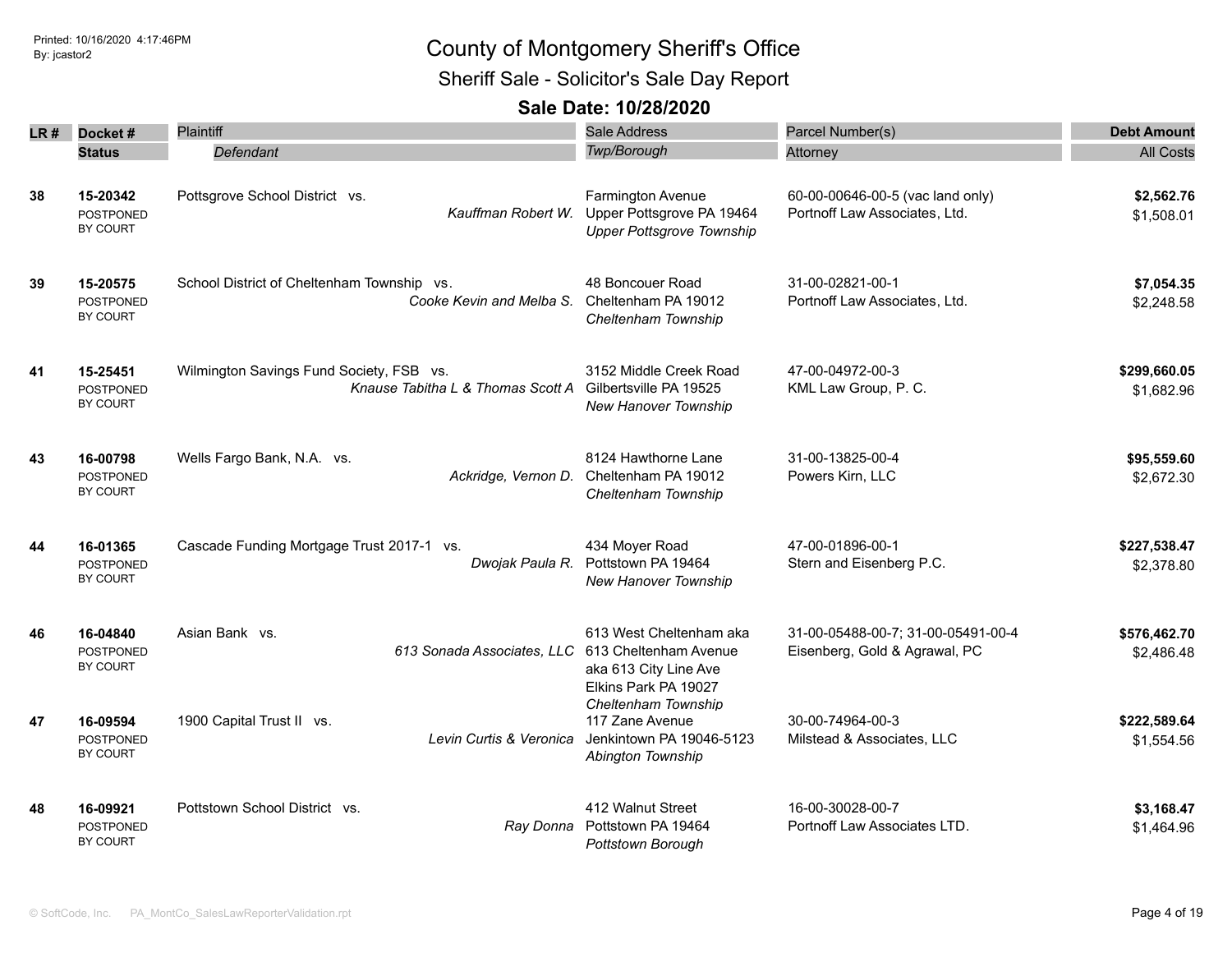# County of Montgomery Sheriff's Office

## Sheriff Sale - Solicitor's Sale Day Report

### Sale Date: 10/28/2020

Printed: 10/16/2020 4:17:46PM
By: jcastor2

| LR # | Docket # / Status | Plaintiff / Defendant | Sale Address / Twp/Borough | Parcel Number(s) / Attorney | Debt Amount / All Costs |
|---|---|---|---|---|---|
| 38 | **15-20342** POSTPONED BY COURT | Pottsgrove School District vs. *Kauffman Robert W.* | Farmington Avenue Upper Pottsgrove PA 19464 *Upper Pottsgrove Township* | 60-00-00646-00-5 (vac land only) Portnoff Law Associates, Ltd. | **$2,562.76** $1,508.01 |
| 39 | **15-20575** POSTPONED BY COURT | School District of Cheltenham Township vs. *Cooke Kevin and Melba S.* | 48 Boncouer Road Cheltenham PA 19012 *Cheltenham Township* | 31-00-02821-00-1 Portnoff Law Associates, Ltd. | **$7,054.35** $2,248.58 |
| 41 | **15-25451** POSTPONED BY COURT | Wilmington Savings Fund Society, FSB vs. *Knause Tabitha L & Thomas Scott A* | 3152 Middle Creek Road Gilbertsville PA 19525 *New Hanover Township* | 47-00-04972-00-3 KML Law Group, P. C. | **$299,660.05** $1,682.96 |
| 43 | **16-00798** POSTPONED BY COURT | Wells Fargo Bank, N.A. vs. *Ackridge, Vernon D.* | 8124 Hawthorne Lane Cheltenham PA 19012 *Cheltenham Township* | 31-00-13825-00-4 Powers Kirn, LLC | **$95,559.60** $2,672.30 |
| 44 | **16-01365** POSTPONED BY COURT | Cascade Funding Mortgage Trust 2017-1 vs. *Dwojak Paula R.* | 434 Moyer Road Pottstown PA 19464 *New Hanover Township* | 47-00-01896-00-1 Stern and Eisenberg P.C. | **$227,538.47** $2,378.80 |
| 46 | **16-04840** POSTPONED BY COURT | Asian Bank vs. *613 Sonada Associates, LLC* | 613 West Cheltenham aka 613 Cheltenham Avenue aka 613 City Line Ave Elkins Park PA 19027 *Cheltenham Township* | 31-00-05488-00-7; 31-00-05491-00-4 Eisenberg, Gold & Agrawal, PC | **$576,462.70** $2,486.48 |
| 47 | **16-09594** POSTPONED BY COURT | 1900 Capital Trust II vs. *Levin Curtis & Veronica* | 117 Zane Avenue Jenkintown PA 19046-5123 *Abington Township* | 30-00-74964-00-3 Milstead & Associates, LLC | **$222,589.64** $1,554.56 |
| 48 | **16-09921** POSTPONED BY COURT | Pottstown School District vs. *Ray Donna* | 412 Walnut Street Pottstown PA 19464 *Pottstown Borough* | 16-00-30028-00-7 Portnoff Law Associates LTD. | **$3,168.47** $1,464.96 |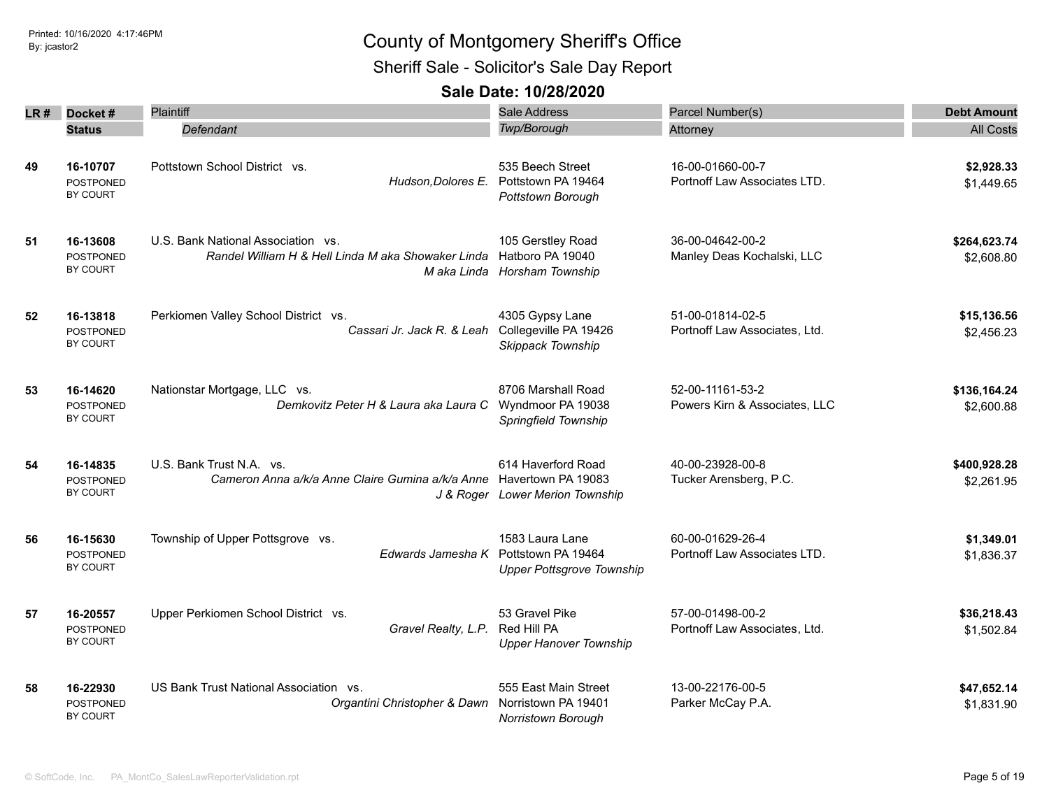# County of Montgomery Sheriff's Office

## Sheriff Sale - Solicitor's Sale Day Report

### Sale Date: 10/28/2020

| LR # | Docket # / Status | Plaintiff / Defendant | Sale Address / Twp/Borough | Parcel Number(s) / Attorney | Debt Amount / All Costs |
|---|---|---|---|---|---|
| 49 | 16-10707 POSTPONED BY COURT | Pottstown School District vs. *Hudson,Dolores E.* | 535 Beech Street Pottstown PA 19464 *Pottstown Borough* | 16-00-01660-00-7 Portnoff Law Associates LTD. | **$2,928.33** $1,449.65 |
| 51 | 16-13608 POSTPONED BY COURT | U.S. Bank National Association vs. *Randel William H & Hell Linda M aka Showaker Linda M aka Linda* | 105 Gerstley Road Hatboro PA 19040 *Horsham Township* | 36-00-04642-00-2 Manley Deas Kochalski, LLC | **$264,623.74** $2,608.80 |
| 52 | 16-13818 POSTPONED BY COURT | Perkiomen Valley School District vs. *Cassari Jr. Jack R. & Leah* | 4305 Gypsy Lane Collegeville PA 19426 *Skippack Township* | 51-00-01814-02-5 Portnoff Law Associates, Ltd. | **$15,136.56** $2,456.23 |
| 53 | 16-14620 POSTPONED BY COURT | Nationstar Mortgage, LLC vs. *Demkovitz Peter H & Laura aka Laura C* | 8706 Marshall Road Wyndmoor PA 19038 *Springfield Township* | 52-00-11161-53-2 Powers Kirn & Associates, LLC | **$136,164.24** $2,600.88 |
| 54 | 16-14835 POSTPONED BY COURT | U.S. Bank Trust N.A. vs. *Cameron Anna a/k/a Anne Claire Gumina a/k/a Anne J & Roger* | 614 Haverford Road Havertown PA 19083 *Lower Merion Township* | 40-00-23928-00-8 Tucker Arensberg, P.C. | **$400,928.28** $2,261.95 |
| 56 | 16-15630 POSTPONED BY COURT | Township of Upper Pottsgrove vs. *Edwards Jamesha K* | 1583 Laura Lane Pottstown PA 19464 *Upper Pottsgrove Township* | 60-00-01629-26-4 Portnoff Law Associates LTD. | **$1,349.01** $1,836.37 |
| 57 | 16-20557 POSTPONED BY COURT | Upper Perkiomen School District vs. *Gravel Realty, L.P.* | 53 Gravel Pike Red Hill PA *Upper Hanover Township* | 57-00-01498-00-2 Portnoff Law Associates, Ltd. | **$36,218.43** $1,502.84 |
| 58 | 16-22930 POSTPONED BY COURT | US Bank Trust National Association vs. *Organtini Christopher & Dawn* | 555 East Main Street Norristown PA 19401 *Norristown Borough* | 13-00-22176-00-5 Parker McCay P.A. | **$47,652.14** $1,831.90 |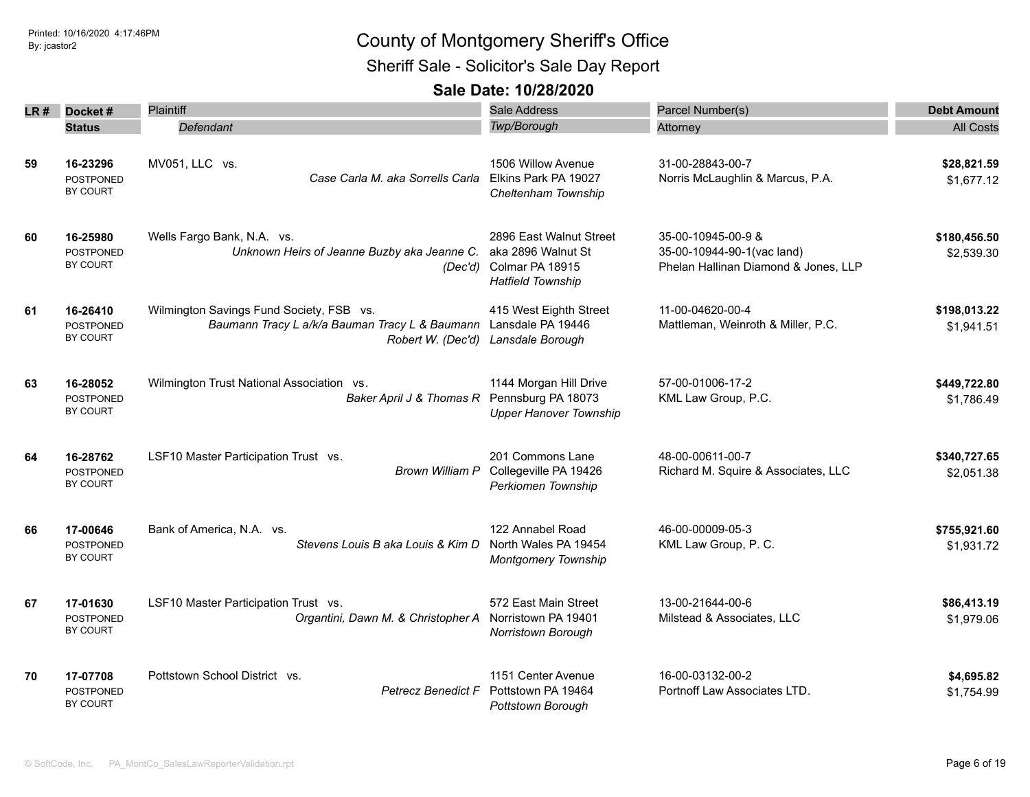# County of Montgomery Sheriff's Office

## Sheriff Sale - Solicitor's Sale Day Report

### Sale Date: 10/28/2020

| LR # | Docket # / Status | Plaintiff / *Defendant* | Sale Address / *Twp/Borough* | Parcel Number(s) / Attorney | Debt Amount / All Costs |
|---|---|---|---|---|---|
| 59 | **16-23296** POSTPONED BY COURT | MV051, LLC vs. *Case Carla M. aka Sorrells Carla* | 1506 Willow Avenue Elkins Park PA 19027 *Cheltenham Township* | 31-00-28843-00-7 Norris McLaughlin & Marcus, P.A. | **$28,821.59** $1,677.12 |
| 60 | **16-25980** POSTPONED BY COURT | Wells Fargo Bank, N.A. vs. *Unknown Heirs of Jeanne Buzby aka Jeanne C. (Dec'd)* | 2896 East Walnut Street aka 2896 Walnut St Colmar PA 18915 *Hatfield Township* | 35-00-10945-00-9 & 35-00-10944-90-1(vac land) Phelan Hallinan Diamond & Jones, LLP | **$180,456.50** $2,539.30 |
| 61 | **16-26410** POSTPONED BY COURT | Wilmington Savings Fund Society, FSB vs. *Baumann Tracy L a/k/a Bauman Tracy L & Baumann Robert W. (Dec'd)* | 415 West Eighth Street Lansdale PA 19446 *Lansdale Borough* | 11-00-04620-00-4 Mattleman, Weinroth & Miller, P.C. | **$198,013.22** $1,941.51 |
| 63 | **16-28052** POSTPONED BY COURT | Wilmington Trust National Association vs. *Baker April J & Thomas R* | 1144 Morgan Hill Drive Pennsburg PA 18073 *Upper Hanover Township* | 57-00-01006-17-2 KML Law Group, P.C. | **$449,722.80** $1,786.49 |
| 64 | **16-28762** POSTPONED BY COURT | LSF10 Master Participation Trust vs. *Brown William P* | 201 Commons Lane Collegeville PA 19426 *Perkiomen Township* | 48-00-00611-00-7 Richard M. Squire & Associates, LLC | **$340,727.65** $2,051.38 |
| 66 | **17-00646** POSTPONED BY COURT | Bank of America, N.A. vs. *Stevens Louis B aka Louis & Kim D* | 122 Annabel Road North Wales PA 19454 *Montgomery Township* | 46-00-00009-05-3 KML Law Group, P. C. | **$755,921.60** $1,931.72 |
| 67 | **17-01630** POSTPONED BY COURT | LSF10 Master Participation Trust vs. *Organtini, Dawn M. & Christopher A* | 572 East Main Street Norristown PA 19401 *Norristown Borough* | 13-00-21644-00-6 Milstead & Associates, LLC | **$86,413.19** $1,979.06 |
| 70 | **17-07708** POSTPONED BY COURT | Pottstown School District vs. *Petrecz Benedict F* | 1151 Center Avenue Pottstown PA 19464 *Pottstown Borough* | 16-00-03132-00-2 Portnoff Law Associates LTD. | **$4,695.82** $1,754.99 |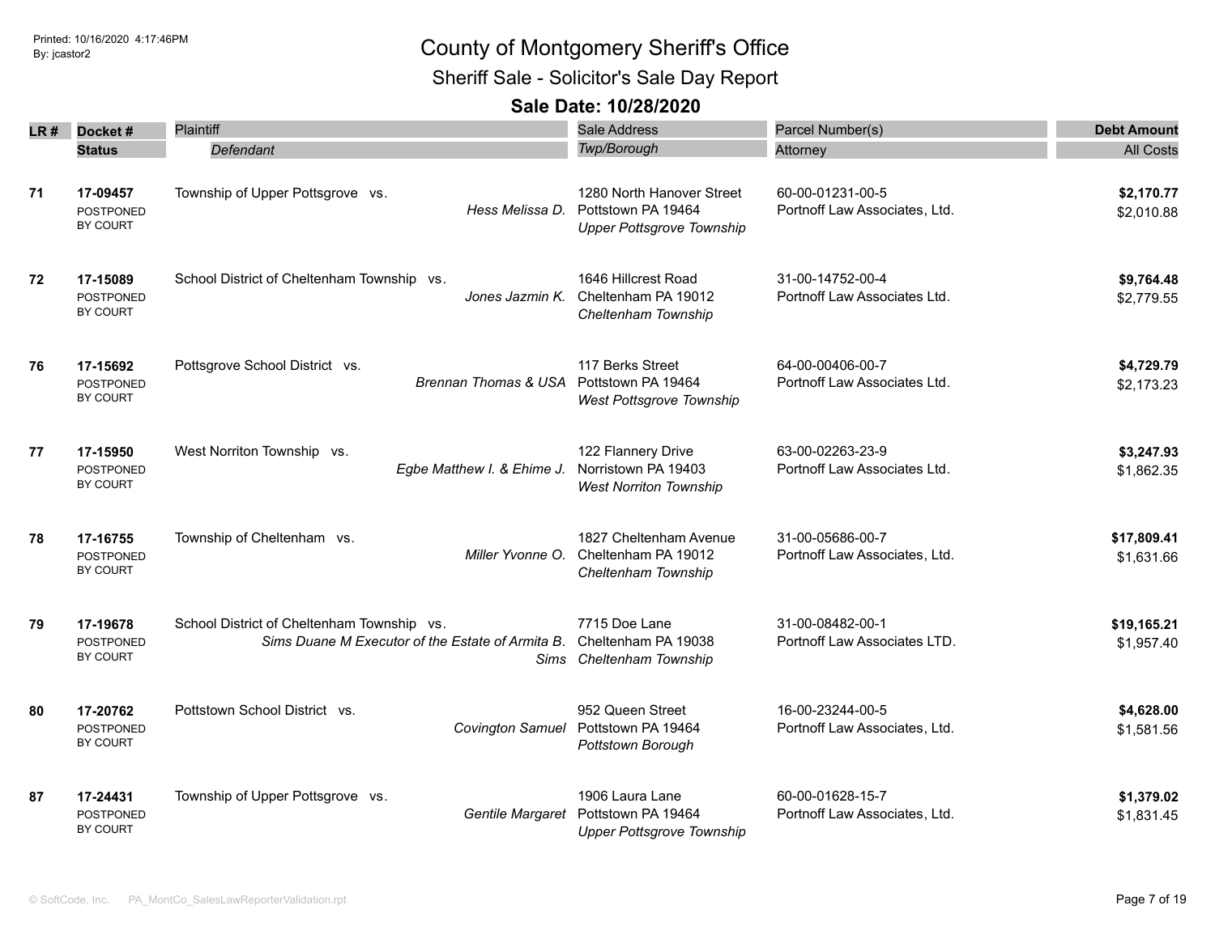# County of Montgomery Sheriff's Office

## Sheriff Sale - Solicitor's Sale Day Report

### Sale Date: 10/28/2020

| LR # | Docket # / Status | Plaintiff / *Defendant* | Sale Address / *Twp/Borough* | Parcel Number(s) / Attorney | Debt Amount / All Costs |
|---|---|---|---|---|---|
| 71 | **17-09457** POSTPONED BY COURT | Township of Upper Pottsgrove vs. *Hess Melissa D.* | 1280 North Hanover Street Pottstown PA 19464 *Upper Pottsgrove Township* | 60-00-01231-00-5 Portnoff Law Associates, Ltd. | **$2,170.77** $2,010.88 |
| 72 | **17-15089** POSTPONED BY COURT | School District of Cheltenham Township vs. *Jones Jazmin K.* | 1646 Hillcrest Road Cheltenham PA 19012 *Cheltenham Township* | 31-00-14752-00-4 Portnoff Law Associates Ltd. | **$9,764.48** $2,779.55 |
| 76 | **17-15692** POSTPONED BY COURT | Pottsgrove School District vs. *Brennan Thomas & USA* | 117 Berks Street Pottstown PA 19464 *West Pottsgrove Township* | 64-00-00406-00-7 Portnoff Law Associates Ltd. | **$4,729.79** $2,173.23 |
| 77 | **17-15950** POSTPONED BY COURT | West Norriton Township vs. *Egbe Matthew I. & Ehime J.* | 122 Flannery Drive Norristown PA 19403 *West Norriton Township* | 63-00-02263-23-9 Portnoff Law Associates Ltd. | **$3,247.93** $1,862.35 |
| 78 | **17-16755** POSTPONED BY COURT | Township of Cheltenham vs. *Miller Yvonne O.* | 1827 Cheltenham Avenue Cheltenham PA 19012 *Cheltenham Township* | 31-00-05686-00-7 Portnoff Law Associates, Ltd. | **$17,809.41** $1,631.66 |
| 79 | **17-19678** POSTPONED BY COURT | School District of Cheltenham Township vs. *Sims Duane M Executor of the Estate of Armita B. Sims* | 7715 Doe Lane Cheltenham PA 19038 *Cheltenham Township* | 31-00-08482-00-1 Portnoff Law Associates LTD. | **$19,165.21** $1,957.40 |
| 80 | **17-20762** POSTPONED BY COURT | Pottstown School District vs. *Covington Samuel* | 952 Queen Street Pottstown PA 19464 *Pottstown Borough* | 16-00-23244-00-5 Portnoff Law Associates, Ltd. | **$4,628.00** $1,581.56 |
| 87 | **17-24431** POSTPONED BY COURT | Township of Upper Pottsgrove vs. *Gentile Margaret* | 1906 Laura Lane Pottstown PA 19464 *Upper Pottsgrove Township* | 60-00-01628-15-7 Portnoff Law Associates, Ltd. | **$1,379.02** $1,831.45 |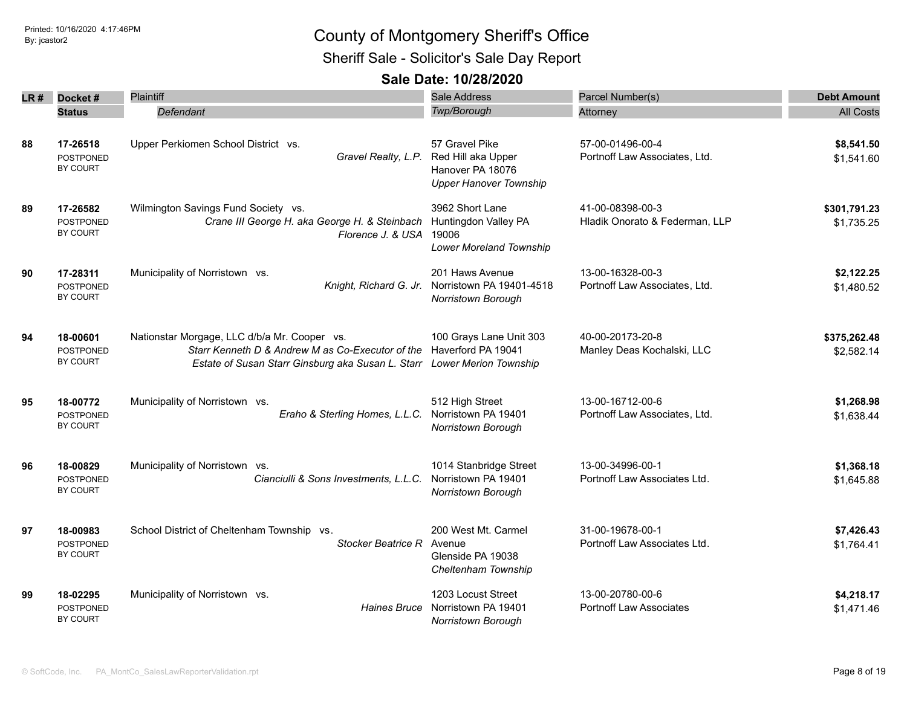# County of Montgomery Sheriff's Office

## Sheriff Sale - Solicitor's Sale Day Report

### Sale Date: 10/28/2020

Printed: 10/16/2020 4:17:46PM
By: jcastor2

| LR # | Docket # / Status | Plaintiff / *Defendant* | Sale Address / *Twp/Borough* | Parcel Number(s) / Attorney | Debt Amount / All Costs |
|---|---|---|---|---|---|
| 88 | 17-26518 POSTPONED BY COURT | Upper Perkiomen School District vs. *Gravel Realty, L.P.* | 57 Gravel Pike Red Hill aka Upper Hanover PA 18076 *Upper Hanover Township* | 57-00-01496-00-4 Portnoff Law Associates, Ltd. | **$8,541.50** $1,541.60 |
| 89 | 17-26582 POSTPONED BY COURT | Wilmington Savings Fund Society vs. *Crane III George H. aka George H. & Steinbach Florence J. & USA* | 3962 Short Lane Huntingdon Valley PA 19006 *Lower Moreland Township* | 41-00-08398-00-3 Hladik Onorato & Federman, LLP | **$301,791.23** $1,735.25 |
| 90 | 17-28311 POSTPONED BY COURT | Municipality of Norristown vs. *Knight, Richard G. Jr.* | 201 Haws Avenue Norristown PA 19401-4518 *Norristown Borough* | 13-00-16328-00-3 Portnoff Law Associates, Ltd. | **$2,122.25** $1,480.52 |
| 94 | 18-00601 POSTPONED BY COURT | Nationstar Morgage, LLC d/b/a Mr. Cooper vs. *Starr Kenneth D & Andrew M as Co-Executor of the Estate of Susan Starr Ginsburg aka Susan L. Starr* | 100 Grays Lane Unit 303 Haverford PA 19041 *Lower Merion Township* | 40-00-20173-20-8 Manley Deas Kochalski, LLC | **$375,262.48** $2,582.14 |
| 95 | 18-00772 POSTPONED BY COURT | Municipality of Norristown vs. *Eraho & Sterling Homes, L.L.C.* | 512 High Street Norristown PA 19401 *Norristown Borough* | 13-00-16712-00-6 Portnoff Law Associates, Ltd. | **$1,268.98** $1,638.44 |
| 96 | 18-00829 POSTPONED BY COURT | Municipality of Norristown vs. *Cianciulli & Sons Investments, L.L.C.* | 1014 Stanbridge Street Norristown PA 19401 *Norristown Borough* | 13-00-34996-00-1 Portnoff Law Associates Ltd. | **$1,368.18** $1,645.88 |
| 97 | 18-00983 POSTPONED BY COURT | School District of Cheltenham Township vs. *Stocker Beatrice R* | 200 West Mt. Carmel Avenue Glenside PA 19038 *Cheltenham Township* | 31-00-19678-00-1 Portnoff Law Associates Ltd. | **$7,426.43** $1,764.41 |
| 99 | 18-02295 POSTPONED BY COURT | Municipality of Norristown vs. *Haines Bruce* | 1203 Locust Street Norristown PA 19401 *Norristown Borough* | 13-00-20780-00-6 Portnoff Law Associates | **$4,218.17** $1,471.46 |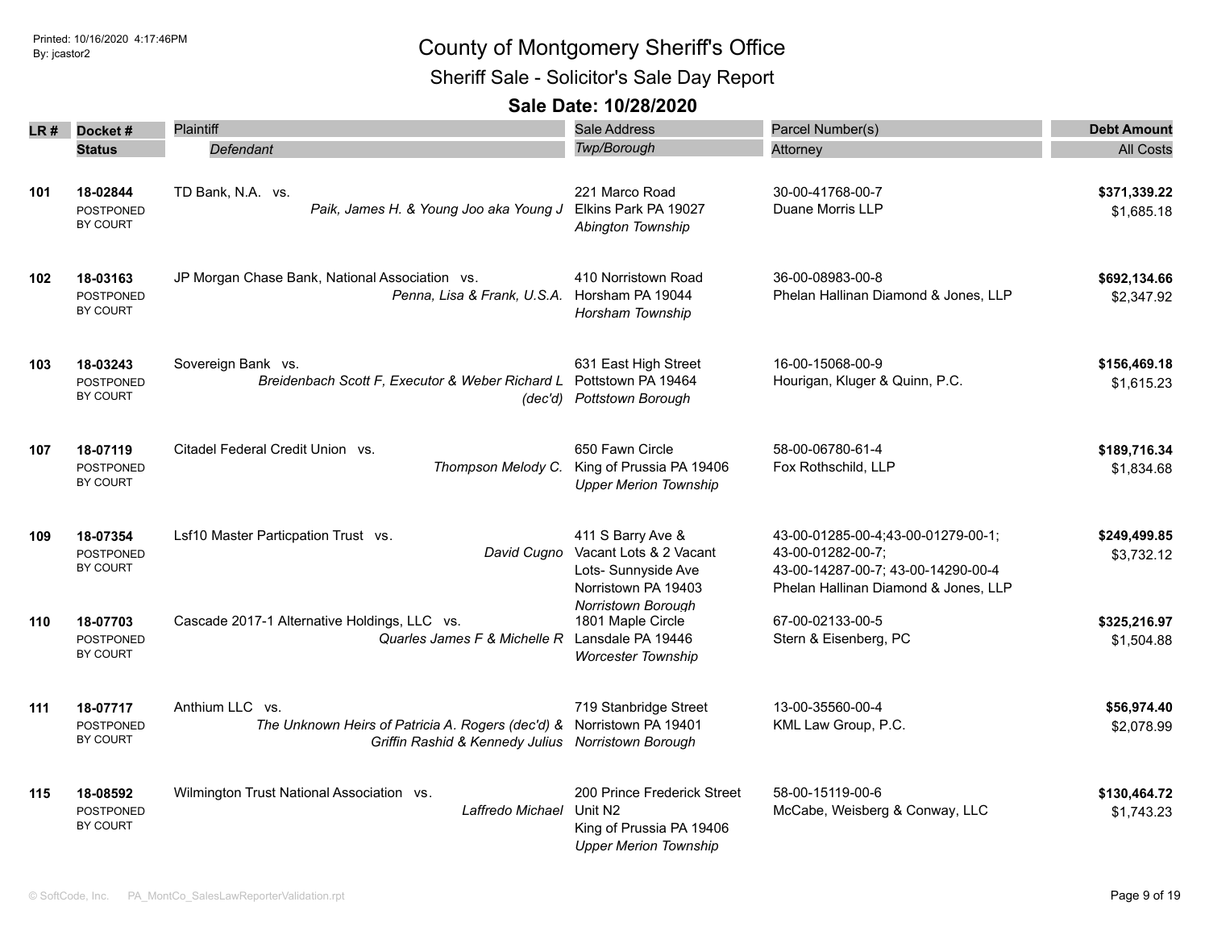# County of Montgomery Sheriff's Office

## Sheriff Sale - Solicitor's Sale Day Report

### Sale Date: 10/28/2020

| LR # | Docket # / Status | Plaintiff / *Defendant* | Sale Address / *Twp/Borough* | Parcel Number(s) / Attorney | Debt Amount / All Costs |
|---|---|---|---|---|---|
| 101 | 18-02844 POSTPONED BY COURT | TD Bank, N.A. vs. *Paik, James H. & Young Joo aka Young J* | 221 Marco Road Elkins Park PA 19027 *Abington Township* | 30-00-41768-00-7 Duane Morris LLP | **$371,339.22** $1,685.18 |
| 102 | 18-03163 POSTPONED BY COURT | JP Morgan Chase Bank, National Association vs. *Penna, Lisa & Frank, U.S.A.* | 410 Norristown Road Horsham PA 19044 *Horsham Township* | 36-00-08983-00-8 Phelan Hallinan Diamond & Jones, LLP | **$692,134.66** $2,347.92 |
| 103 | 18-03243 POSTPONED BY COURT | Sovereign Bank vs. *Breidenbach Scott F, Executor & Weber Richard L (dec'd)* | 631 East High Street Pottstown PA 19464 *Pottstown Borough* | 16-00-15068-00-9 Hourigan, Kluger & Quinn, P.C. | **$156,469.18** $1,615.23 |
| 107 | 18-07119 POSTPONED BY COURT | Citadel Federal Credit Union vs. *Thompson Melody C.* | 650 Fawn Circle King of Prussia PA 19406 *Upper Merion Township* | 58-00-06780-61-4 Fox Rothschild, LLP | **$189,716.34** $1,834.68 |
| 109 | 18-07354 POSTPONED BY COURT | Lsf10 Master Particpation Trust vs. *David Cugno* | 411 S Barry Ave & Vacant Lots & 2 Vacant Lots- Sunnyside Ave Norristown PA 19403 *Norristown Borough* | 43-00-01285-00-4;43-00-01279-00-1; 43-00-01282-00-7; 43-00-14287-00-7; 43-00-14290-00-4 Phelan Hallinan Diamond & Jones, LLP | **$249,499.85** $3,732.12 |
| 110 | 18-07703 POSTPONED BY COURT | Cascade 2017-1 Alternative Holdings, LLC vs. *Quarles James F & Michelle R* | 1801 Maple Circle Lansdale PA 19446 *Worcester Township* | 67-00-02133-00-5 Stern & Eisenberg, PC | **$325,216.97** $1,504.88 |
| 111 | 18-07717 POSTPONED BY COURT | Anthium LLC vs. *The Unknown Heirs of Patricia A. Rogers (dec'd) & Griffin Rashid & Kennedy Julius* | 719 Stanbridge Street Norristown PA 19401 *Norristown Borough* | 13-00-35560-00-4 KML Law Group, P.C. | **$56,974.40** $2,078.99 |
| 115 | 18-08592 POSTPONED BY COURT | Wilmington Trust National Association vs. *Laffredo Michael* | 200 Prince Frederick Street Unit N2 King of Prussia PA 19406 *Upper Merion Township* | 58-00-15119-00-6 McCabe, Weisberg & Conway, LLC | **$130,464.72** $1,743.23 |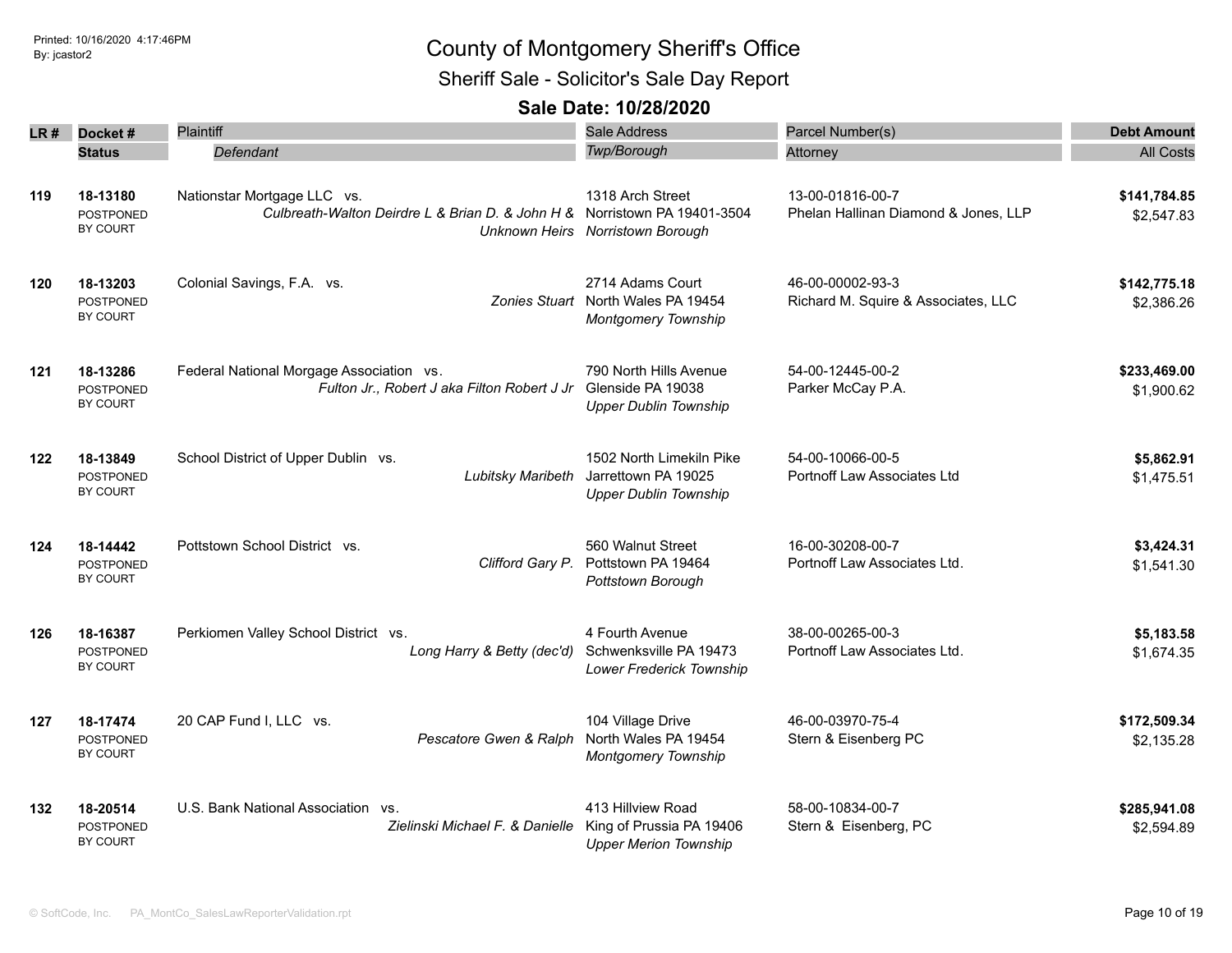# County of Montgomery Sheriff's Office

## Sheriff Sale - Solicitor's Sale Day Report

### Sale Date: 10/28/2020

| LR # | Docket # / Status | Plaintiff / Defendant | Sale Address / Twp/Borough | Parcel Number(s) / Attorney | Debt Amount / All Costs |
|---|---|---|---|---|---|
| 119 | **18-13180** POSTPONED BY COURT | Nationstar Mortgage LLC vs. *Culbreath-Walton Deirdre L & Brian D. & John H & Unknown Heirs* | 1318 Arch Street Norristown PA 19401-3504 *Norristown Borough* | 13-00-01816-00-7 Phelan Hallinan Diamond & Jones, LLP | **$141,784.85** $2,547.83 |
| 120 | **18-13203** POSTPONED BY COURT | Colonial Savings, F.A. vs. *Zonies Stuart* | 2714 Adams Court North Wales PA 19454 *Montgomery Township* | 46-00-00002-93-3 Richard M. Squire & Associates, LLC | **$142,775.18** $2,386.26 |
| 121 | **18-13286** POSTPONED BY COURT | Federal National Morgage Association vs. *Fulton Jr., Robert J aka Filton Robert J Jr* | 790 North Hills Avenue Glenside PA 19038 *Upper Dublin Township* | 54-00-12445-00-2 Parker McCay P.A. | **$233,469.00** $1,900.62 |
| 122 | **18-13849** POSTPONED BY COURT | School District of Upper Dublin vs. *Lubitsky Maribeth* | 1502 North Limekiln Pike Jarrettown PA 19025 *Upper Dublin Township* | 54-00-10066-00-5 Portnoff Law Associates Ltd | **$5,862.91** $1,475.51 |
| 124 | **18-14442** POSTPONED BY COURT | Pottstown School District vs. *Clifford Gary P.* | 560 Walnut Street Pottstown PA 19464 *Pottstown Borough* | 16-00-30208-00-7 Portnoff Law Associates Ltd. | **$3,424.31** $1,541.30 |
| 126 | **18-16387** POSTPONED BY COURT | Perkiomen Valley School District vs. *Long Harry & Betty (dec'd)* | 4 Fourth Avenue Schwenksville PA 19473 *Lower Frederick Township* | 38-00-00265-00-3 Portnoff Law Associates Ltd. | **$5,183.58** $1,674.35 |
| 127 | **18-17474** POSTPONED BY COURT | 20 CAP Fund I, LLC vs. *Pescatore Gwen & Ralph* | 104 Village Drive North Wales PA 19454 *Montgomery Township* | 46-00-03970-75-4 Stern & Eisenberg PC | **$172,509.34** $2,135.28 |
| 132 | **18-20514** POSTPONED BY COURT | U.S. Bank National Association vs. *Zielinski Michael F. & Danielle* | 413 Hillview Road King of Prussia PA 19406 *Upper Merion Township* | 58-00-10834-00-7 Stern & Eisenberg, PC | **$285,941.08** $2,594.89 |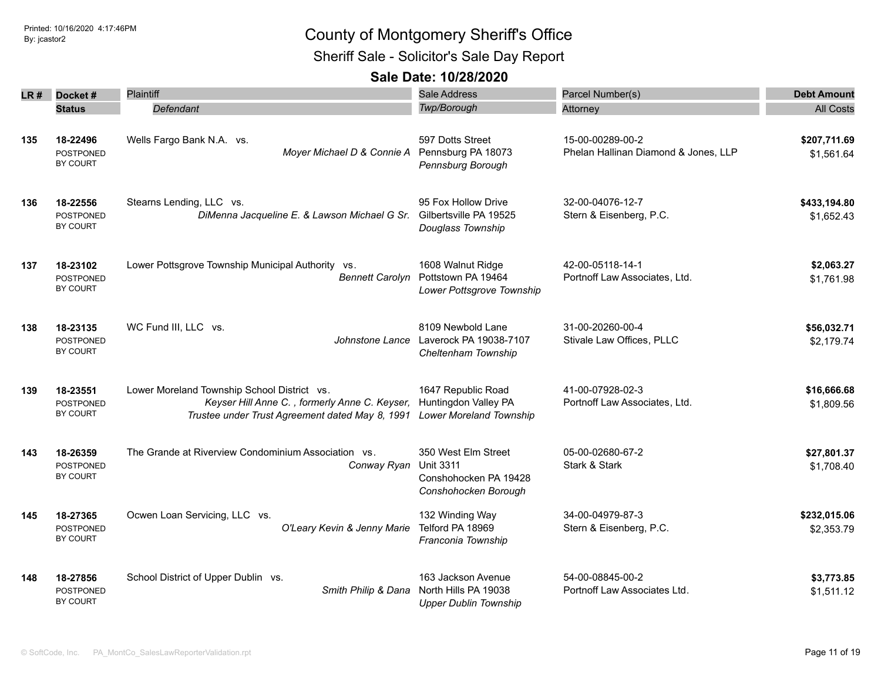# County of Montgomery Sheriff's Office

## Sheriff Sale - Solicitor's Sale Day Report

### Sale Date: 10/28/2020

| LR # | Docket # / Status | Plaintiff / Defendant | Sale Address / Twp/Borough | Parcel Number(s) / Attorney | Debt Amount / All Costs |
|---|---|---|---|---|---|
| 135 | 18-22496<br>POSTPONED BY COURT | Wells Fargo Bank N.A. vs.<br>*Moyer Michael D & Connie A* | 597 Dotts Street<br>Pennsburg PA 18073<br>*Pennsburg Borough* | 15-00-00289-00-2<br>Phelan Hallinan Diamond & Jones, LLP | **$207,711.69**<br>$1,561.64 |
| 136 | 18-22556<br>POSTPONED BY COURT | Stearns Lending, LLC vs.<br>*DiMenna Jacqueline E. & Lawson Michael G Sr.* | 95 Fox Hollow Drive<br>Gilbertsville PA 19525<br>*Douglass Township* | 32-00-04076-12-7<br>Stern & Eisenberg, P.C. | **$433,194.80**<br>$1,652.43 |
| 137 | 18-23102<br>POSTPONED BY COURT | Lower Pottsgrove Township Municipal Authority vs.<br>*Bennett Carolyn* | 1608 Walnut Ridge<br>Pottstown PA 19464<br>*Lower Pottsgrove Township* | 42-00-05118-14-1<br>Portnoff Law Associates, Ltd. | **$2,063.27**<br>$1,761.98 |
| 138 | 18-23135<br>POSTPONED BY COURT | WC Fund III, LLC vs.<br>*Johnstone Lance* | 8109 Newbold Lane<br>Laverock PA 19038-7107<br>*Cheltenham Township* | 31-00-20260-00-4<br>Stivale Law Offices, PLLC | **$56,032.71**<br>$2,179.74 |
| 139 | 18-23551<br>POSTPONED BY COURT | Lower Moreland Township School District vs.<br>*Keyser Hill Anne C. , formerly Anne C. Keyser, Trustee under Trust Agreement dated May 8, 1991* | 1647 Republic Road<br>Huntingdon Valley PA<br>*Lower Moreland Township* | 41-00-07928-02-3<br>Portnoff Law Associates, Ltd. | **$16,666.68**<br>$1,809.56 |
| 143 | 18-26359<br>POSTPONED BY COURT | The Grande at Riverview Condominium Association vs.<br>*Conway Ryan* | 350 West Elm Street<br>Unit 3311<br>Conshohocken PA 19428<br>*Conshohocken Borough* | 05-00-02680-67-2<br>Stark & Stark | **$27,801.37**<br>$1,708.40 |
| 145 | 18-27365<br>POSTPONED BY COURT | Ocwen Loan Servicing, LLC vs.<br>*O'Leary Kevin & Jenny Marie* | 132 Winding Way<br>Telford PA 18969<br>*Franconia Township* | 34-00-04979-87-3<br>Stern & Eisenberg, P.C. | **$232,015.06**<br>$2,353.79 |
| 148 | 18-27856<br>POSTPONED BY COURT | School District of Upper Dublin vs.<br>*Smith Philip & Dana* | 163 Jackson Avenue<br>North Hills PA 19038<br>*Upper Dublin Township* | 54-00-08845-00-2<br>Portnoff Law Associates Ltd. | **$3,773.85**<br>$1,511.12 |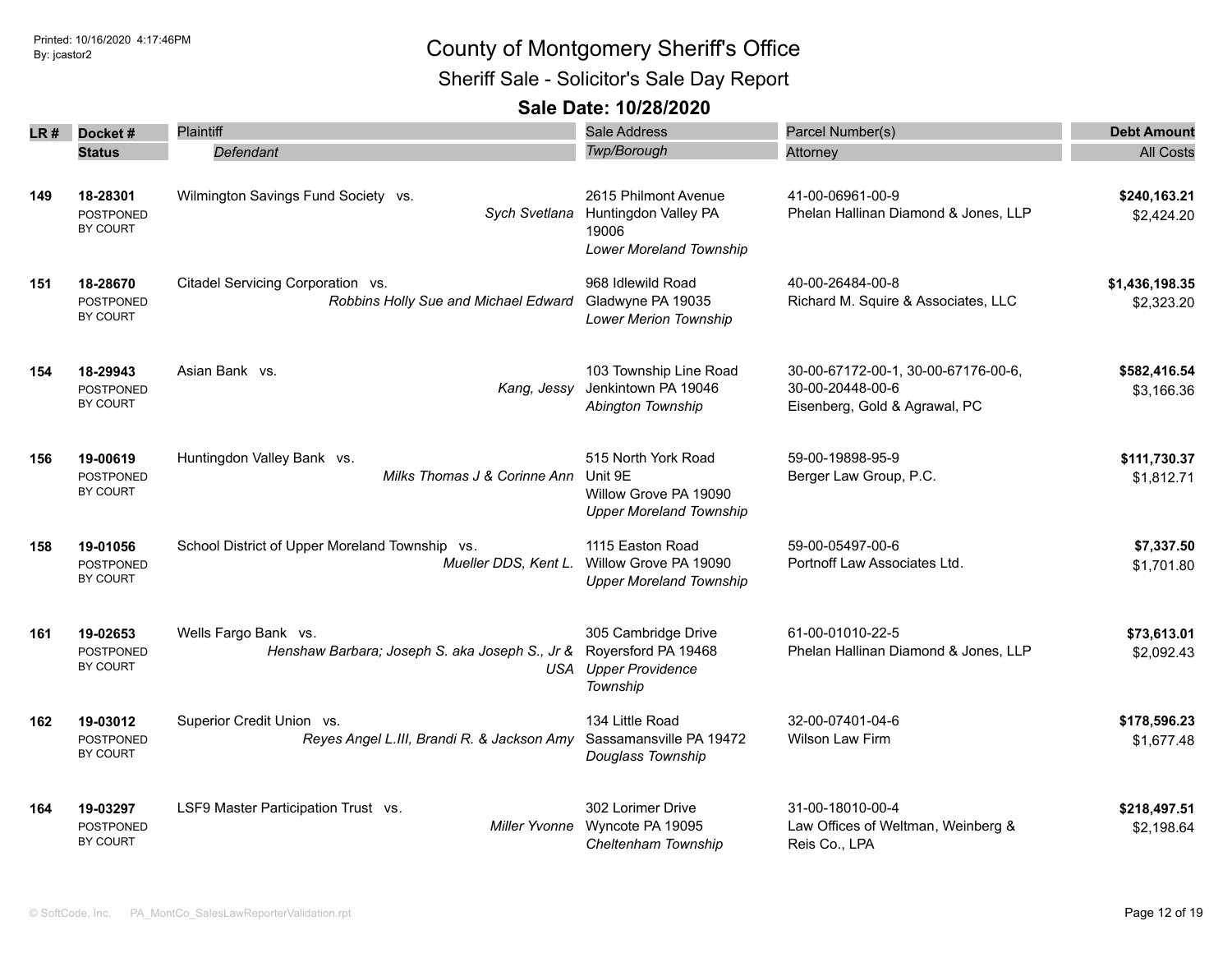Printed: 10/16/2020 4:17:46PM
By: jcastor2

# County of Montgomery Sheriff's Office

## Sheriff Sale - Solicitor's Sale Day Report

### Sale Date: 10/28/2020

| LR # | Docket # / Status | Plaintiff / *Defendant* | Sale Address / *Twp/Borough* | Parcel Number(s) / Attorney | Debt Amount / All Costs |
|---|---|---|---|---|---|
| **149** | **18-28301** POSTPONED BY COURT | Wilmington Savings Fund Society vs. *Sych Svetlana* | 2615 Philmont Avenue Huntingdon Valley PA 19006 *Lower Moreland Township* | 41-00-06961-00-9 Phelan Hallinan Diamond & Jones, LLP | **$240,163.21** $2,424.20 |
| **151** | **18-28670** POSTPONED BY COURT | Citadel Servicing Corporation vs. *Robbins Holly Sue and Michael Edward* | 968 Idlewild Road Gladwyne PA 19035 *Lower Merion Township* | 40-00-26484-00-8 Richard M. Squire & Associates, LLC | **$1,436,198.35** $2,323.20 |
| **154** | **18-29943** POSTPONED BY COURT | Asian Bank vs. *Kang, Jessy* | 103 Township Line Road Jenkintown PA 19046 *Abington Township* | 30-00-67172-00-1, 30-00-67176-00-6, 30-00-20448-00-6 Eisenberg, Gold & Agrawal, PC | **$582,416.54** $3,166.36 |
| **156** | **19-00619** POSTPONED BY COURT | Huntingdon Valley Bank vs. *Milks Thomas J & Corinne Ann* | 515 North York Road Unit 9E Willow Grove PA 19090 *Upper Moreland Township* | 59-00-19898-95-9 Berger Law Group, P.C. | **$111,730.37** $1,812.71 |
| **158** | **19-01056** POSTPONED BY COURT | School District of Upper Moreland Township vs. *Mueller DDS, Kent L.* | 1115 Easton Road Willow Grove PA 19090 *Upper Moreland Township* | 59-00-05497-00-6 Portnoff Law Associates Ltd. | **$7,337.50** $1,701.80 |
| **161** | **19-02653** POSTPONED BY COURT | Wells Fargo Bank vs. *Henshaw Barbara; Joseph S. aka Joseph S., Jr & USA* | 305 Cambridge Drive Royersford PA 19468 *Upper Providence Township* | 61-00-01010-22-5 Phelan Hallinan Diamond & Jones, LLP | **$73,613.01** $2,092.43 |
| **162** | **19-03012** POSTPONED BY COURT | Superior Credit Union vs. *Reyes Angel L.III, Brandi R. & Jackson Amy* | 134 Little Road Sassamansville PA 19472 *Douglass Township* | 32-00-07401-04-6 Wilson Law Firm | **$178,596.23** $1,677.48 |
| **164** | **19-03297** POSTPONED BY COURT | LSF9 Master Participation Trust vs. *Miller Yvonne* | 302 Lorimer Drive Wyncote PA 19095 *Cheltenham Township* | 31-00-18010-00-4 Law Offices of Weltman, Weinberg & Reis Co., LPA | **$218,497.51** $2,198.64 |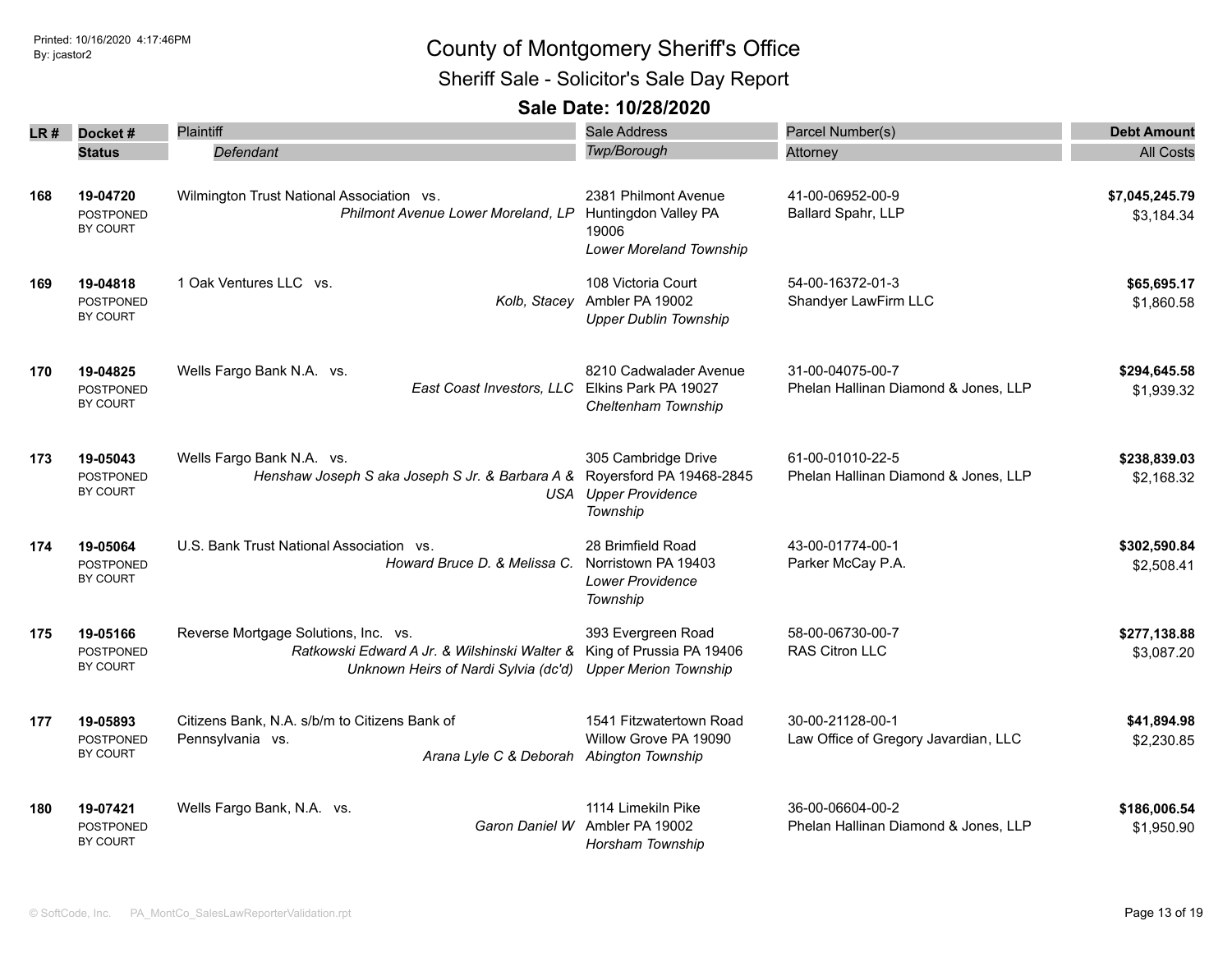# County of Montgomery Sheriff's Office

## Sheriff Sale - Solicitor's Sale Day Report

### Sale Date: 10/28/2020

| LR # | Docket # / Status | Plaintiff vs. Defendant | Sale Address / Twp/Borough | Parcel Number(s) / Attorney | Debt Amount / All Costs |
|---|---|---|---|---|---|
| 168 | **19-04720** POSTPONED BY COURT | Wilmington Trust National Association vs. *Philmont Avenue Lower Moreland, LP* | 2381 Philmont Avenue Huntingdon Valley PA 19006 *Lower Moreland Township* | 41-00-06952-00-9 Ballard Spahr, LLP | **$7,045,245.79** $3,184.34 |
| 169 | **19-04818** POSTPONED BY COURT | 1 Oak Ventures LLC vs. *Kolb, Stacey* | 108 Victoria Court Ambler PA 19002 *Upper Dublin Township* | 54-00-16372-01-3 Shandyer LawFirm LLC | **$65,695.17** $1,860.58 |
| 170 | **19-04825** POSTPONED BY COURT | Wells Fargo Bank N.A. vs. *East Coast Investors, LLC* | 8210 Cadwalader Avenue Elkins Park PA 19027 *Cheltenham Township* | 31-00-04075-00-7 Phelan Hallinan Diamond & Jones, LLP | **$294,645.58** $1,939.32 |
| 173 | **19-05043** POSTPONED BY COURT | Wells Fargo Bank N.A. vs. *Henshaw Joseph S aka Joseph S Jr. & Barbara A & USA* | 305 Cambridge Drive Royersford PA 19468-2845 *Upper Providence Township* | 61-00-01010-22-5 Phelan Hallinan Diamond & Jones, LLP | **$238,839.03** $2,168.32 |
| 174 | **19-05064** POSTPONED BY COURT | U.S. Bank Trust National Association vs. *Howard Bruce D. & Melissa C.* | 28 Brimfield Road Norristown PA 19403 *Lower Providence Township* | 43-00-01774-00-1 Parker McCay P.A. | **$302,590.84** $2,508.41 |
| 175 | **19-05166** POSTPONED BY COURT | Reverse Mortgage Solutions, Inc. vs. *Ratkowski Edward A Jr. & Wilshinski Walter & Unknown Heirs of Nardi Sylvia (dc'd)* | 393 Evergreen Road King of Prussia PA 19406 *Upper Merion Township* | 58-00-06730-00-7 RAS Citron LLC | **$277,138.88** $3,087.20 |
| 177 | **19-05893** POSTPONED BY COURT | Citizens Bank, N.A. s/b/m to Citizens Bank of Pennsylvania vs. *Arana Lyle C & Deborah* | 1541 Fitzwatertown Road Willow Grove PA 19090 *Abington Township* | 30-00-21128-00-1 Law Office of Gregory Javardian, LLC | **$41,894.98** $2,230.85 |
| 180 | **19-07421** POSTPONED BY COURT | Wells Fargo Bank, N.A. vs. *Garon Daniel W* | 1114 Limekiln Pike Ambler PA 19002 *Horsham Township* | 36-00-06604-00-2 Phelan Hallinan Diamond & Jones, LLP | **$186,006.54** $1,950.90 |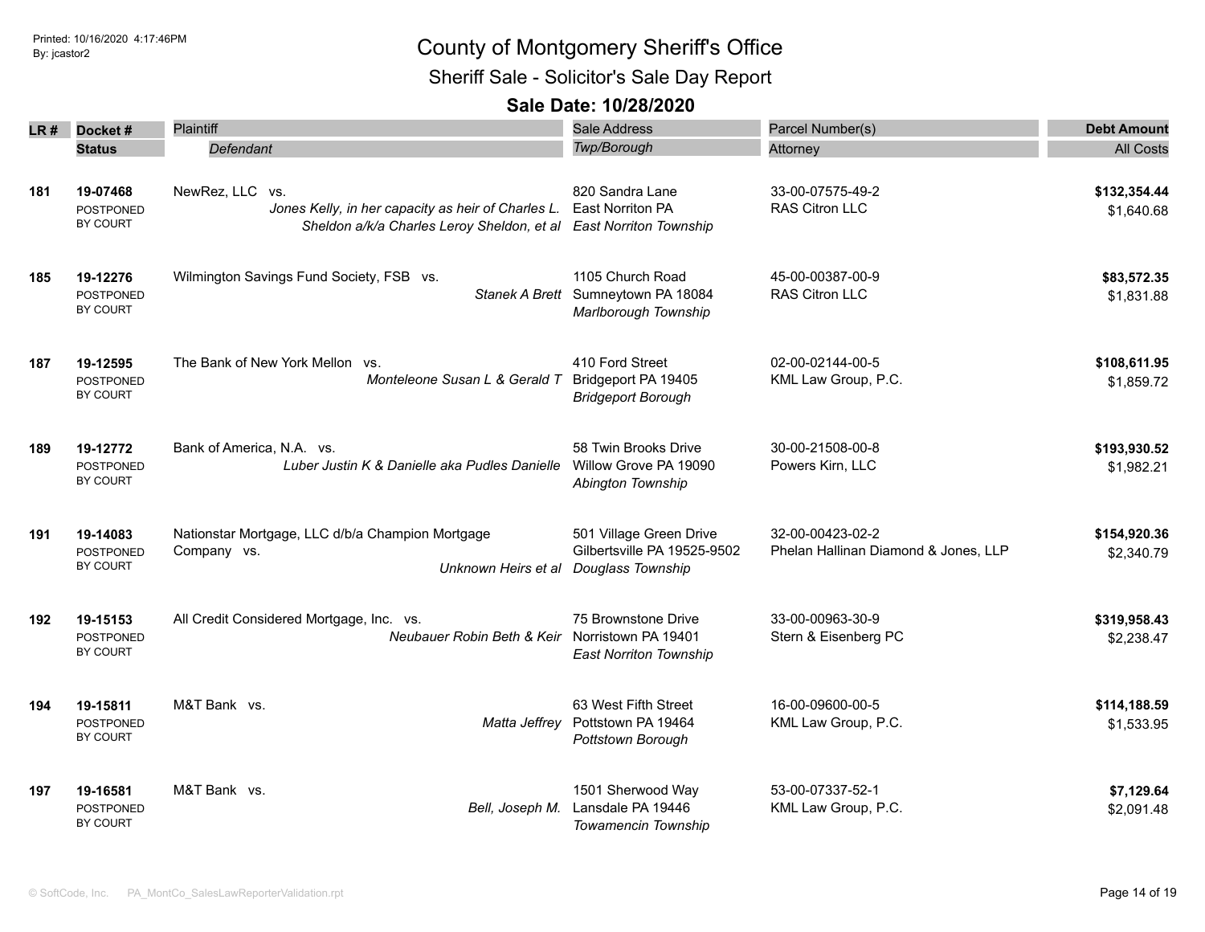# County of Montgomery Sheriff's Office

## Sheriff Sale - Solicitor's Sale Day Report

### Sale Date: 10/28/2020

| LR # | Docket # / Status | Plaintiff / Defendant | Sale Address / Twp/Borough | Parcel Number(s) / Attorney | Debt Amount / All Costs |
|---|---|---|---|---|---|
| 181 | **19-07468** POSTPONED BY COURT | NewRez, LLC vs. *Jones Kelly, in her capacity as heir of Charles L. Sheldon a/k/a Charles Leroy Sheldon, et al* | 820 Sandra Lane East Norriton PA *East Norriton Township* | 33-00-07575-49-2 RAS Citron LLC | **$132,354.44** $1,640.68 |
| 185 | **19-12276** POSTPONED BY COURT | Wilmington Savings Fund Society, FSB vs. *Stanek A Brett* | 1105 Church Road Sumneytown PA 18084 *Marlborough Township* | 45-00-00387-00-9 RAS Citron LLC | **$83,572.35** $1,831.88 |
| 187 | **19-12595** POSTPONED BY COURT | The Bank of New York Mellon vs. *Monteleone Susan L & Gerald T* | 410 Ford Street Bridgeport PA 19405 *Bridgeport Borough* | 02-00-02144-00-5 KML Law Group, P.C. | **$108,611.95** $1,859.72 |
| 189 | **19-12772** POSTPONED BY COURT | Bank of America, N.A. vs. *Luber Justin K & Danielle aka Pudles Danielle* | 58 Twin Brooks Drive Willow Grove PA 19090 *Abington Township* | 30-00-21508-00-8 Powers Kirn, LLC | **$193,930.52** $1,982.21 |
| 191 | **19-14083** POSTPONED BY COURT | Nationstar Mortgage, LLC d/b/a Champion Mortgage Company vs. *Unknown Heirs et al* | 501 Village Green Drive Gilbertsville PA 19525-9502 *Douglass Township* | 32-00-00423-02-2 Phelan Hallinan Diamond & Jones, LLP | **$154,920.36** $2,340.79 |
| 192 | **19-15153** POSTPONED BY COURT | All Credit Considered Mortgage, Inc. vs. *Neubauer Robin Beth & Keir* | 75 Brownstone Drive Norristown PA 19401 *East Norriton Township* | 33-00-00963-30-9 Stern & Eisenberg PC | **$319,958.43** $2,238.47 |
| 194 | **19-15811** POSTPONED BY COURT | M&T Bank vs. *Matta Jeffrey* | 63 West Fifth Street Pottstown PA 19464 *Pottstown Borough* | 16-00-09600-00-5 KML Law Group, P.C. | **$114,188.59** $1,533.95 |
| 197 | **19-16581** POSTPONED BY COURT | M&T Bank vs. *Bell, Joseph M.* | 1501 Sherwood Way Lansdale PA 19446 *Towamencin Township* | 53-00-07337-52-1 KML Law Group, P.C. | **$7,129.64** $2,091.48 |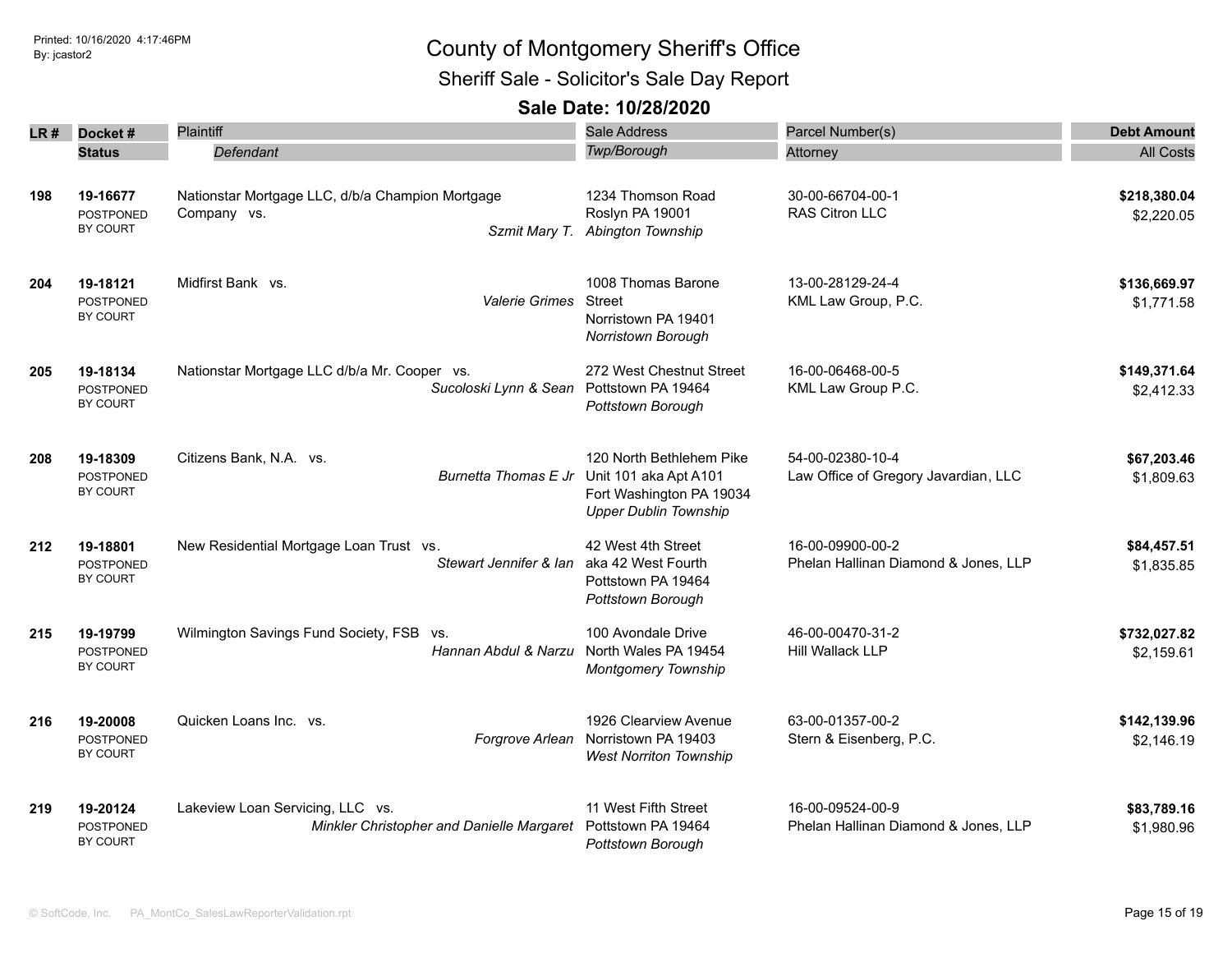# County of Montgomery Sheriff's Office

## Sheriff Sale - Solicitor's Sale Day Report

### Sale Date: 10/28/2020

| LR # | Docket # / Status | Plaintiff / *Defendant* | Sale Address / *Twp/Borough* | Parcel Number(s) / Attorney | Debt Amount / All Costs |
|---|---|---|---|---|---|
| **198** | **19-16677** POSTPONED BY COURT | Nationstar Mortgage LLC, d/b/a Champion Mortgage Company vs. *Szmit Mary T.* | 1234 Thomson Road Roslyn PA 19001 *Abington Township* | 30-00-66704-00-1 RAS Citron LLC | **$218,380.04** $2,220.05 |
| **204** | **19-18121** POSTPONED BY COURT | Midfirst Bank vs. *Valerie Grimes* | 1008 Thomas Barone Street Norristown PA 19401 *Norristown Borough* | 13-00-28129-24-4 KML Law Group, P.C. | **$136,669.97** $1,771.58 |
| **205** | **19-18134** POSTPONED BY COURT | Nationstar Mortgage LLC d/b/a Mr. Cooper vs. *Sucoloski Lynn & Sean* | 272 West Chestnut Street Pottstown PA 19464 *Pottstown Borough* | 16-00-06468-00-5 KML Law Group P.C. | **$149,371.64** $2,412.33 |
| **208** | **19-18309** POSTPONED BY COURT | Citizens Bank, N.A. vs. *Burnetta Thomas E Jr* | 120 North Bethlehem Pike Unit 101 aka Apt A101 Fort Washington PA 19034 *Upper Dublin Township* | 54-00-02380-10-4 Law Office of Gregory Javardian, LLC | **$67,203.46** $1,809.63 |
| **212** | **19-18801** POSTPONED BY COURT | New Residential Mortgage Loan Trust vs. *Stewart Jennifer & Ian* | 42 West 4th Street aka 42 West Fourth Pottstown PA 19464 *Pottstown Borough* | 16-00-09900-00-2 Phelan Hallinan Diamond & Jones, LLP | **$84,457.51** $1,835.85 |
| **215** | **19-19799** POSTPONED BY COURT | Wilmington Savings Fund Society, FSB vs. *Hannan Abdul & Narzu* | 100 Avondale Drive North Wales PA 19454 *Montgomery Township* | 46-00-00470-31-2 Hill Wallack LLP | **$732,027.82** $2,159.61 |
| **216** | **19-20008** POSTPONED BY COURT | Quicken Loans Inc. vs. *Forgrove Arlean* | 1926 Clearview Avenue Norristown PA 19403 *West Norriton Township* | 63-00-01357-00-2 Stern & Eisenberg, P.C. | **$142,139.96** $2,146.19 |
| **219** | **19-20124** POSTPONED BY COURT | Lakeview Loan Servicing, LLC vs. *Minkler Christopher and Danielle Margaret* | 11 West Fifth Street Pottstown PA 19464 *Pottstown Borough* | 16-00-09524-00-9 Phelan Hallinan Diamond & Jones, LLP | **$83,789.16** $1,980.96 |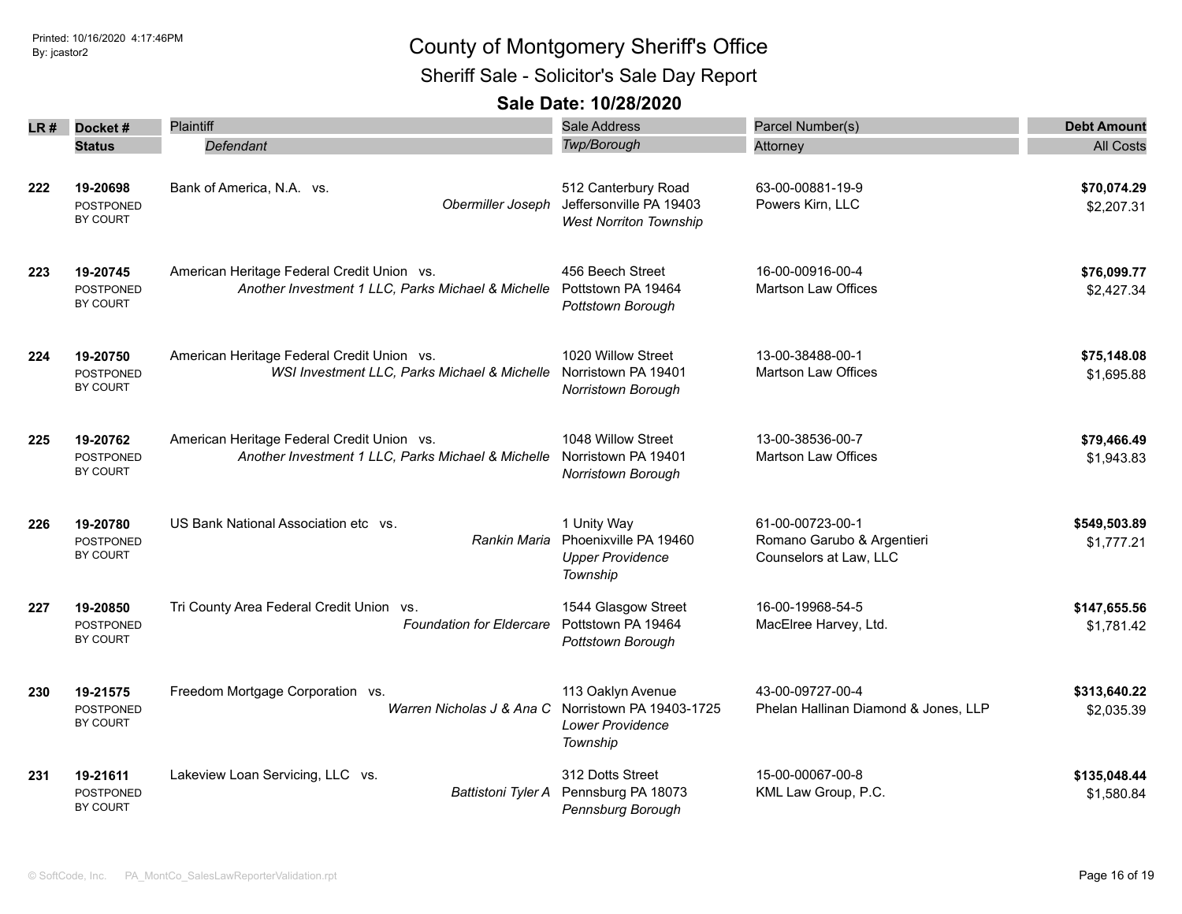# County of Montgomery Sheriff's Office

## Sheriff Sale - Solicitor's Sale Day Report

### Sale Date: 10/28/2020

| LR # | Docket # / Status | Plaintiff / Defendant | Sale Address / Twp/Borough | Parcel Number(s) / Attorney | Debt Amount / All Costs |
|---|---|---|---|---|---|
| 222 | 19-20698<br>POSTPONED BY COURT | Bank of America, N.A. vs.<br>*Obermiller Joseph* | 512 Canterbury Road<br>Jeffersonville PA 19403<br>*West Norriton Township* | 63-00-00881-19-9<br>Powers Kirn, LLC | **$70,074.29**<br>$2,207.31 |
| 223 | 19-20745<br>POSTPONED BY COURT | American Heritage Federal Credit Union vs.<br>*Another Investment 1 LLC, Parks Michael & Michelle* | 456 Beech Street<br>Pottstown PA 19464<br>*Pottstown Borough* | 16-00-00916-00-4<br>Martson Law Offices | **$76,099.77**<br>$2,427.34 |
| 224 | 19-20750<br>POSTPONED BY COURT | American Heritage Federal Credit Union vs.<br>*WSI Investment LLC, Parks Michael & Michelle* | 1020 Willow Street<br>Norristown PA 19401<br>*Norristown Borough* | 13-00-38488-00-1<br>Martson Law Offices | **$75,148.08**<br>$1,695.88 |
| 225 | 19-20762<br>POSTPONED BY COURT | American Heritage Federal Credit Union vs.<br>*Another Investment 1 LLC, Parks Michael & Michelle* | 1048 Willow Street<br>Norristown PA 19401<br>*Norristown Borough* | 13-00-38536-00-7<br>Martson Law Offices | **$79,466.49**<br>$1,943.83 |
| 226 | 19-20780<br>POSTPONED BY COURT | US Bank National Association etc vs.<br>*Rankin Maria* | 1 Unity Way<br>Phoenixville PA 19460<br>*Upper Providence Township* | 61-00-00723-00-1<br>Romano Garubo & Argentieri Counselors at Law, LLC | **$549,503.89**<br>$1,777.21 |
| 227 | 19-20850<br>POSTPONED BY COURT | Tri County Area Federal Credit Union vs.<br>*Foundation for Eldercare* | 1544 Glasgow Street<br>Pottstown PA 19464<br>*Pottstown Borough* | 16-00-19968-54-5<br>MacElree Harvey, Ltd. | **$147,655.56**<br>$1,781.42 |
| 230 | 19-21575<br>POSTPONED BY COURT | Freedom Mortgage Corporation vs.<br>*Warren Nicholas J & Ana C* | 113 Oaklyn Avenue<br>Norristown PA 19403-1725<br>*Lower Providence Township* | 43-00-09727-00-4<br>Phelan Hallinan Diamond & Jones, LLP | **$313,640.22**<br>$2,035.39 |
| 231 | 19-21611<br>POSTPONED BY COURT | Lakeview Loan Servicing, LLC vs.<br>*Battistoni Tyler A* | 312 Dotts Street<br>Pennsburg PA 18073<br>*Pennsburg Borough* | 15-00-00067-00-8<br>KML Law Group, P.C. | **$135,048.44**<br>$1,580.84 |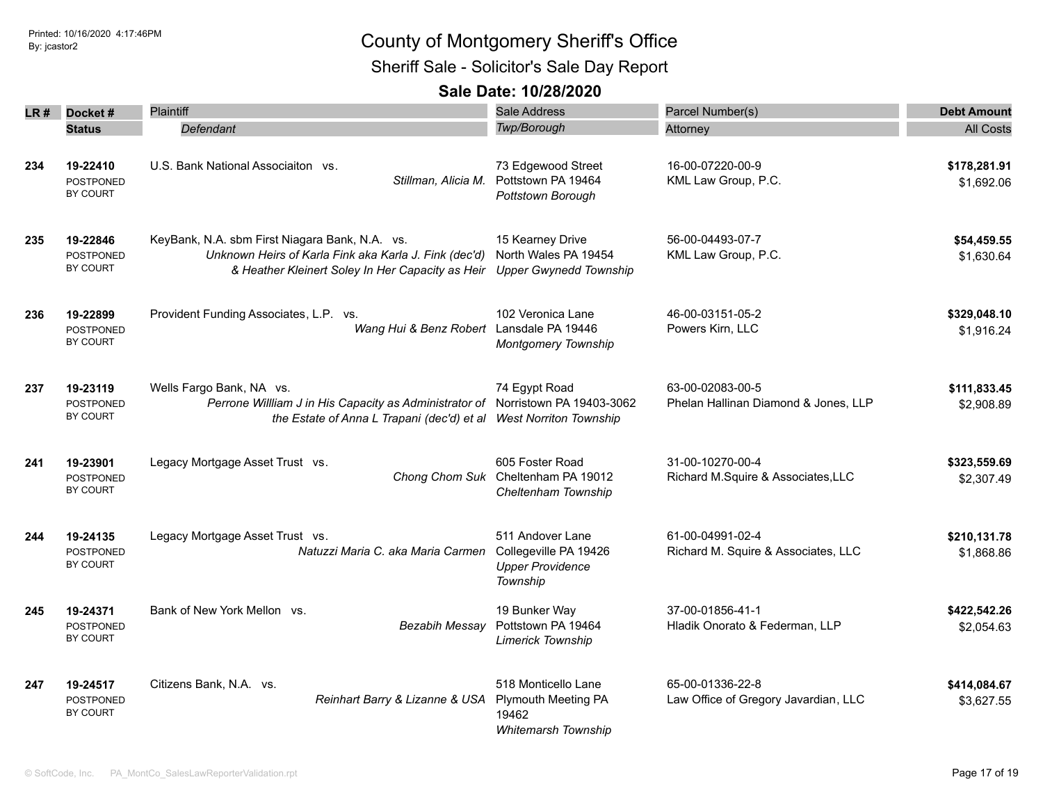# County of Montgomery Sheriff's Office

## Sheriff Sale - Solicitor's Sale Day Report

### Sale Date: 10/28/2020

| LR # | Docket # / Status | Plaintiff / Defendant | Sale Address / Twp/Borough | Parcel Number(s) / Attorney | Debt Amount / All Costs |
|---|---|---|---|---|---|
| 234 | 19-22410<br>POSTPONED BY COURT | U.S. Bank National Associaiton vs.<br>*Stillman, Alicia M.* | 73 Edgewood Street<br>Pottstown PA 19464<br>*Pottstown Borough* | 16-00-07220-00-9<br>KML Law Group, P.C. | **$178,281.91**<br>$1,692.06 |
| 235 | 19-22846<br>POSTPONED BY COURT | KeyBank, N.A. sbm First Niagara Bank, N.A. vs.<br>*Unknown Heirs of Karla Fink aka Karla J. Fink (dec'd) & Heather Kleinert Soley In Her Capacity as Heir* | 15 Kearney Drive<br>North Wales PA 19454<br>*Upper Gwynedd Township* | 56-00-04493-07-7<br>KML Law Group, P.C. | **$54,459.55**<br>$1,630.64 |
| 236 | 19-22899<br>POSTPONED BY COURT | Provident Funding Associates, L.P. vs.<br>*Wang Hui & Benz Robert* | 102 Veronica Lane<br>Lansdale PA 19446<br>*Montgomery Township* | 46-00-03151-05-2<br>Powers Kirn, LLC | **$329,048.10**<br>$1,916.24 |
| 237 | 19-23119<br>POSTPONED BY COURT | Wells Fargo Bank, NA vs.<br>*Perrone Willliam J in His Capacity as Administrator of the Estate of Anna L Trapani (dec'd) et al* | 74 Egypt Road<br>Norristown PA 19403-3062<br>*West Norriton Township* | 63-00-02083-00-5<br>Phelan Hallinan Diamond & Jones, LLP | **$111,833.45**<br>$2,908.89 |
| 241 | 19-23901<br>POSTPONED BY COURT | Legacy Mortgage Asset Trust vs.<br>*Chong Chom Suk* | 605 Foster Road<br>Cheltenham PA 19012<br>*Cheltenham Township* | 31-00-10270-00-4<br>Richard M.Squire & Associates,LLC | **$323,559.69**<br>$2,307.49 |
| 244 | 19-24135<br>POSTPONED BY COURT | Legacy Mortgage Asset Trust vs.<br>*Natuzzi Maria C. aka Maria Carmen* | 511 Andover Lane<br>Collegeville PA 19426<br>*Upper Providence Township* | 61-00-04991-02-4<br>Richard M. Squire & Associates, LLC | **$210,131.78**<br>$1,868.86 |
| 245 | 19-24371<br>POSTPONED BY COURT | Bank of New York Mellon vs.<br>*Bezabih Messay* | 19 Bunker Way<br>Pottstown PA 19464<br>*Limerick Township* | 37-00-01856-41-1<br>Hladik Onorato & Federman, LLP | **$422,542.26**<br>$2,054.63 |
| 247 | 19-24517<br>POSTPONED BY COURT | Citizens Bank, N.A. vs.<br>*Reinhart Barry & Lizanne & USA* | 518 Monticello Lane<br>Plymouth Meeting PA 19462<br>*Whitemarsh Township* | 65-00-01336-22-8<br>Law Office of Gregory Javardian, LLC | **$414,084.67**<br>$3,627.55 |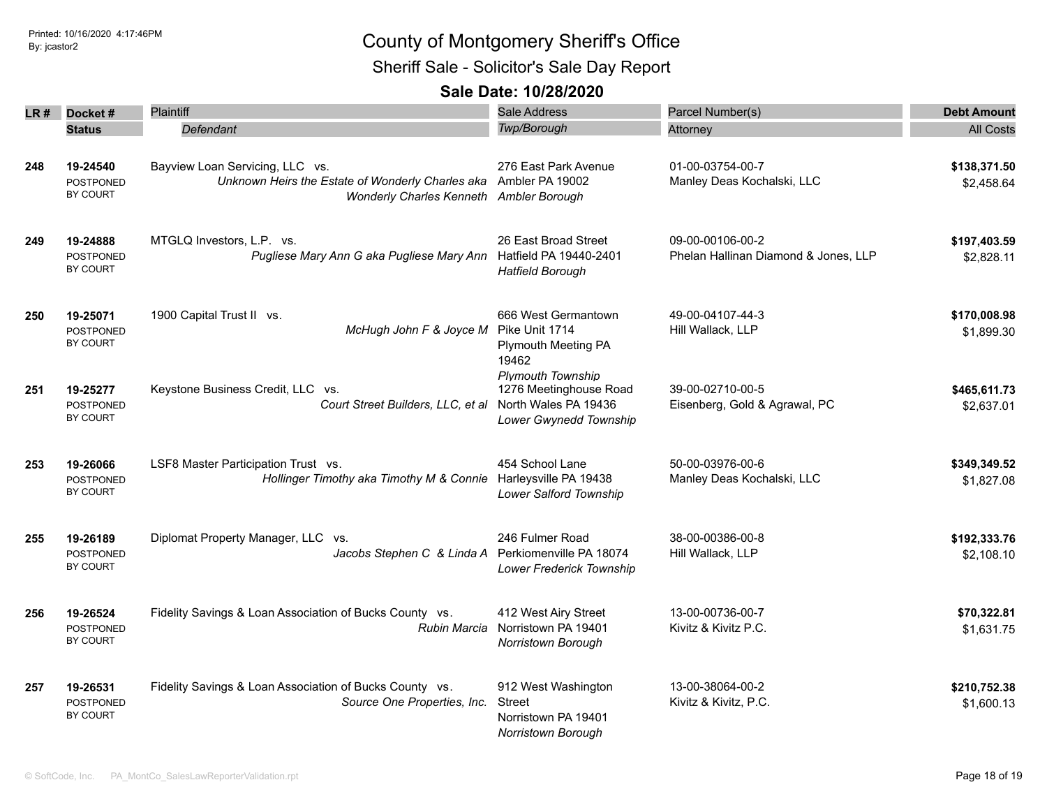# County of Montgomery Sheriff's Office

## Sheriff Sale - Solicitor's Sale Day Report

### Sale Date: 10/28/2020

| LR # | Docket # / Status | Plaintiff / *Defendant* | Sale Address / *Twp/Borough* | Parcel Number(s) / Attorney | Debt Amount / All Costs |
|---|---|---|---|---|---|
| 248 | **19-24540** POSTPONED BY COURT | Bayview Loan Servicing, LLC vs. *Unknown Heirs the Estate of Wonderly Charles aka Wonderly Charles Kenneth* | 276 East Park Avenue Ambler PA 19002 *Ambler Borough* | 01-00-03754-00-7 Manley Deas Kochalski, LLC | **$138,371.50** $2,458.64 |
| 249 | **19-24888** POSTPONED BY COURT | MTGLQ Investors, L.P. vs. *Pugliese Mary Ann G aka Pugliese Mary Ann* | 26 East Broad Street Hatfield PA 19440-2401 *Hatfield Borough* | 09-00-00106-00-2 Phelan Hallinan Diamond & Jones, LLP | **$197,403.59** $2,828.11 |
| 250 | **19-25071** POSTPONED BY COURT | 1900 Capital Trust II vs. *McHugh John F & Joyce M* | 666 West Germantown Pike Unit 1714 Plymouth Meeting PA 19462 *Plymouth Township* | 49-00-04107-44-3 Hill Wallack, LLP | **$170,008.98** $1,899.30 |
| 251 | **19-25277** POSTPONED BY COURT | Keystone Business Credit, LLC vs. *Court Street Builders, LLC, et al* | 1276 Meetinghouse Road North Wales PA 19436 *Lower Gwynedd Township* | 39-00-02710-00-5 Eisenberg, Gold & Agrawal, PC | **$465,611.73** $2,637.01 |
| 253 | **19-26066** POSTPONED BY COURT | LSF8 Master Participation Trust vs. *Hollinger Timothy aka Timothy M & Connie* | 454 School Lane Harleysville PA 19438 *Lower Salford Township* | 50-00-03976-00-6 Manley Deas Kochalski, LLC | **$349,349.52** $1,827.08 |
| 255 | **19-26189** POSTPONED BY COURT | Diplomat Property Manager, LLC vs. *Jacobs Stephen C & Linda A* | 246 Fulmer Road Perkiomenville PA 18074 *Lower Frederick Township* | 38-00-00386-00-8 Hill Wallack, LLP | **$192,333.76** $2,108.10 |
| 256 | **19-26524** POSTPONED BY COURT | Fidelity Savings & Loan Association of Bucks County vs. *Rubin Marcia* | 412 West Airy Street Norristown PA 19401 *Norristown Borough* | 13-00-00736-00-7 Kivitz & Kivitz P.C. | **$70,322.81** $1,631.75 |
| 257 | **19-26531** POSTPONED BY COURT | Fidelity Savings & Loan Association of Bucks County vs. *Source One Properties, Inc.* | 912 West Washington Street Norristown PA 19401 *Norristown Borough* | 13-00-38064-00-2 Kivitz & Kivitz, P.C. | **$210,752.38** $1,600.13 |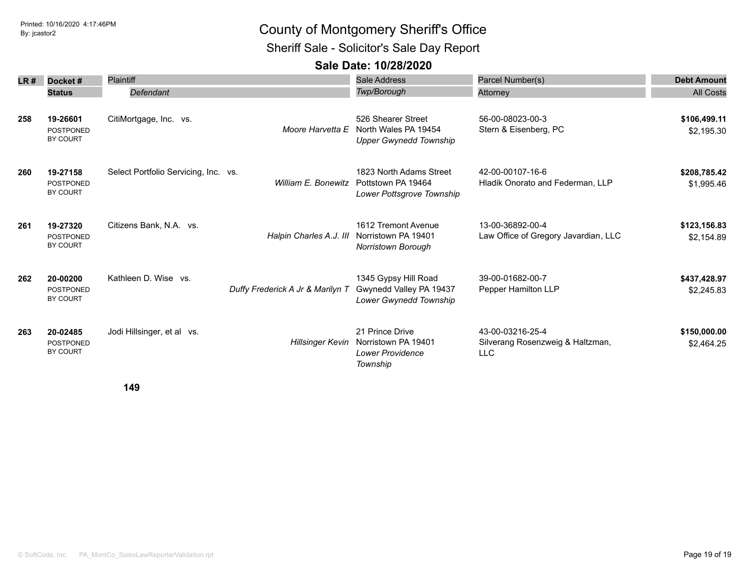Printed: 10/16/2020 4:17:46PM
By: jcastor2

# County of Montgomery Sheriff's Office

## Sheriff Sale - Solicitor's Sale Day Report

### Sale Date: 10/28/2020

| LR # | Docket # / Status | Plaintiff / Defendant | Sale Address / Twp/Borough | Parcel Number(s) / Attorney | Debt Amount / All Costs |
|---|---|---|---|---|---|
| 258 | 19-26601 POSTPONED BY COURT | CitiMortgage, Inc. vs. *Moore Harvetta E* | 526 Shearer Street North Wales PA 19454 *Upper Gwynedd Township* | 56-00-08023-00-3 Stern & Eisenberg, PC | **$106,499.11** $2,195.30 |
| 260 | 19-27158 POSTPONED BY COURT | Select Portfolio Servicing, Inc. vs. *William E. Bonewitz* | 1823 North Adams Street Pottstown PA 19464 *Lower Pottsgrove Township* | 42-00-00107-16-6 Hladik Onorato and Federman, LLP | **$208,785.42** $1,995.46 |
| 261 | 19-27320 POSTPONED BY COURT | Citizens Bank, N.A. vs. *Halpin Charles A.J. III* | 1612 Tremont Avenue Norristown PA 19401 *Norristown Borough* | 13-00-36892-00-4 Law Office of Gregory Javardian, LLC | **$123,156.83** $2,154.89 |
| 262 | 20-00200 POSTPONED BY COURT | Kathleen D. Wise vs. *Duffy Frederick A Jr & Marilyn T* | 1345 Gypsy Hill Road Gwynedd Valley PA 19437 *Lower Gwynedd Township* | 39-00-01682-00-7 Pepper Hamilton LLP | **$437,428.97** $2,245.83 |
| 263 | 20-02485 POSTPONED BY COURT | Jodi Hillsinger, et al vs. *Hillsinger Kevin* | 21 Prince Drive Norristown PA 19401 *Lower Providence Township* | 43-00-03216-25-4 Silverang Rosenzweig & Haltzman, LLC | **$150,000.00** $2,464.25 |

**149**

© SoftCode, Inc. PA_MontCo_SalesLawReporterValidation.rpt